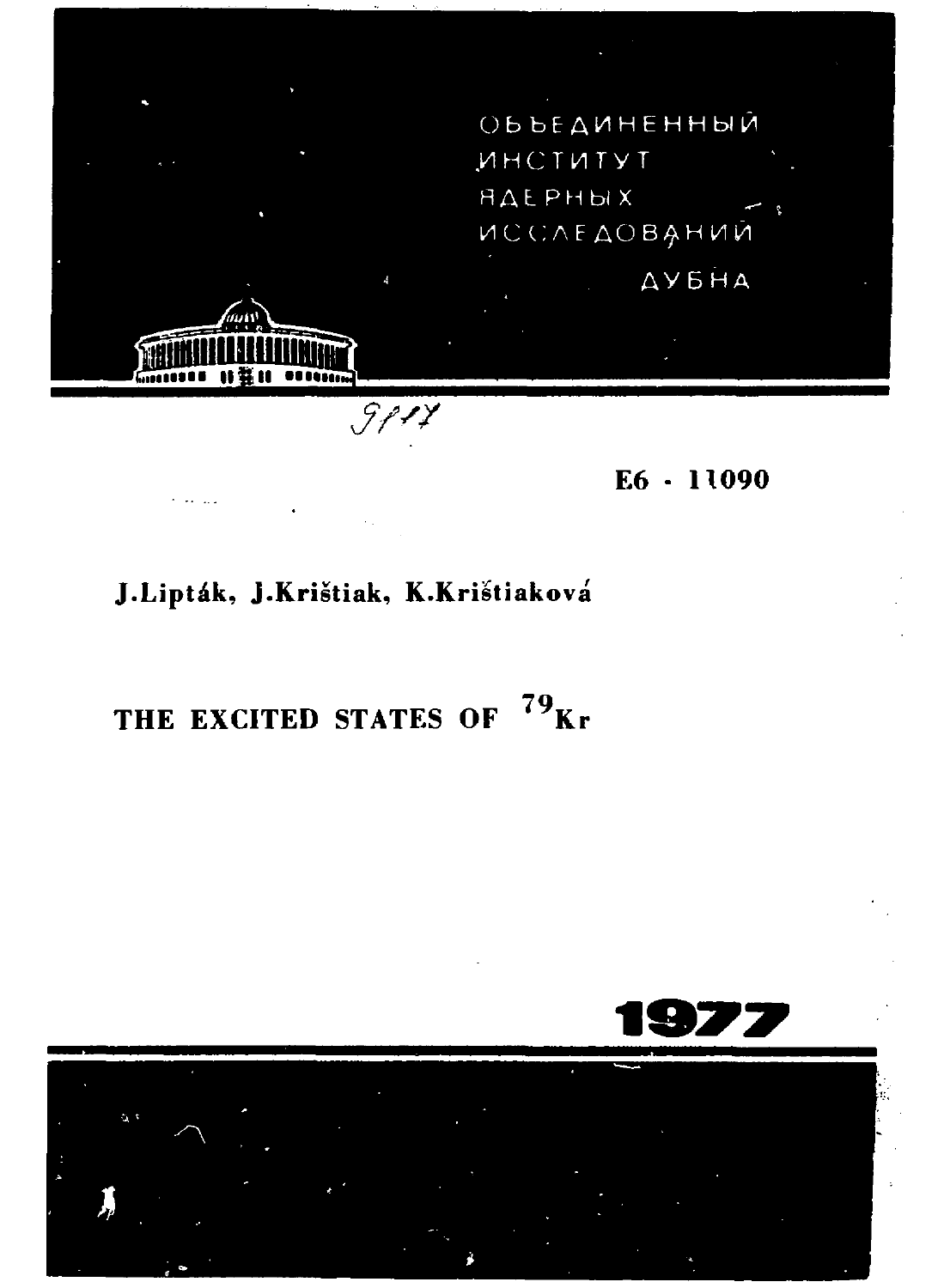ОБЪЕДИНЕННЫЙ
ИНСТИТУТ
ЯДЕРНЫХ
ИССЛЕДОВАНИЙ

ДУБНА

9177

E6 - 11090

**J.Lipták, J.Krištiak, K.Krištiaková**

# THE EXCITED STATES OF $^{79}$Kr

**1977**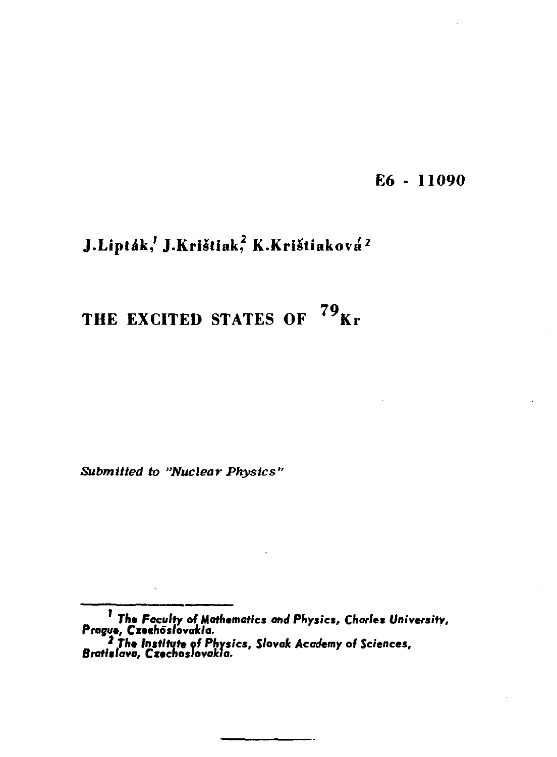E6 - 11090

J.Lipták,[1] J.Krištiak,[2] K.Krištiaková[2]

# THE EXCITED STATES OF $^{79}$Kr

*Submitted to "Nuclear Physics"*

---

[1] *The Faculty of Mathematics and Physics, Charles University, Prague, Czechoslovakia.*

[2] *The Institute of Physics, Slovak Academy of Sciences, Bratislava, Czechoslovakia.*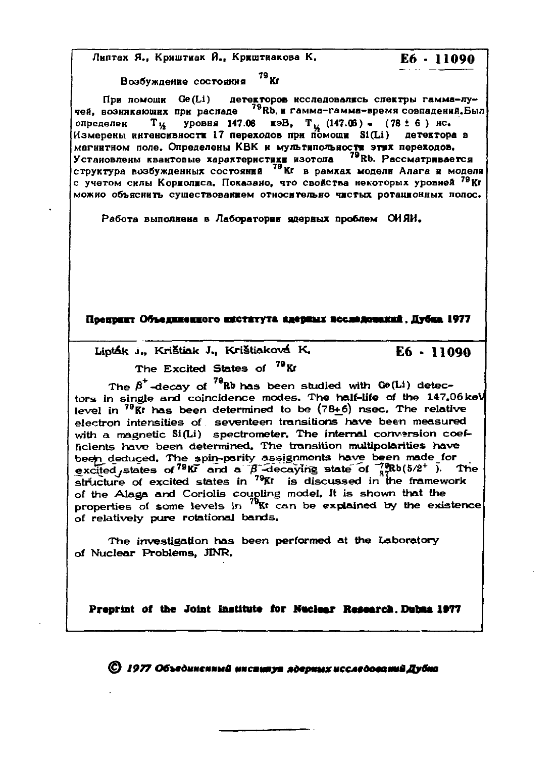Липтак Я., Криштиак Й., Криштиакова К.

**Е6 - 11090**

Возбуждение состояния $^{79}$Kr

При помощи Ge(Li) детекторов исследовались спектры гамма-лучей, возникающих при распаде $^{79}$Rb, и гамма-гамма-время совпадений. Был определен $T_{1/2}$ уровня 147.06 кэВ, $T_{1/2}$ (147.06) = (78 ± 6) нс. Измерены интенсивности 17 переходов при помощи Si(Li) детектора в магнитном поле. Определены КВК и мультипольности этих переходов. Установлены квантовые характеристики изотопа $^{79}$Rb. Рассматривается структура возбужденных состояний $^{79}$Kr в рамках модели Алага и модели с учетом силы Кориолиса. Показано, что свойства некоторых уровней $^{79}$Kr можно объяснить существованием относительно чистых ротационных полос.

Работа выполнена в Лаборатории ядерных проблем ОИЯИ.

**Препринт Объединенного института ядерных исследований. Дубна 1977**

---

Lipták J., Krištiak J., Krištiaková K.

**E6 - 11090**

The Excited States of $^{79}$Kr

The $\beta^{+}$-decay of $^{79}$Rb has been studied with Ge(Li) detectors in single and coincidence modes. The half-life of the 147.06 keV level in $^{79}$Kr has been determined to be (78±6) nsec. The relative electron intensities of seventeen transitions have been measured with a magnetic Si(Li) spectrometer. The internal conversion coefficients have been determined. The transition multipolarities have been deduced. The spin-parity assignments have been made for excited states of $^{79}$Kr and a $\beta^{-}$-decaying state of $^{79}_{37}$Rb($5/2^{+}$). The structure of excited states in $^{79}$Kr is discussed in the framework of the Alaga and Coriolis coupling model. It is shown that the properties of some levels in $^{79}$Kr can be explained by the existence of relatively pure rotational bands.

The investigation has been performed at the Laboratory of Nuclear Problems, JINR.

**Preprint of the Joint Institute for Nuclear Research. Dubna 1977**

© *1977 Объединенный институт ядерных исследований Дубна*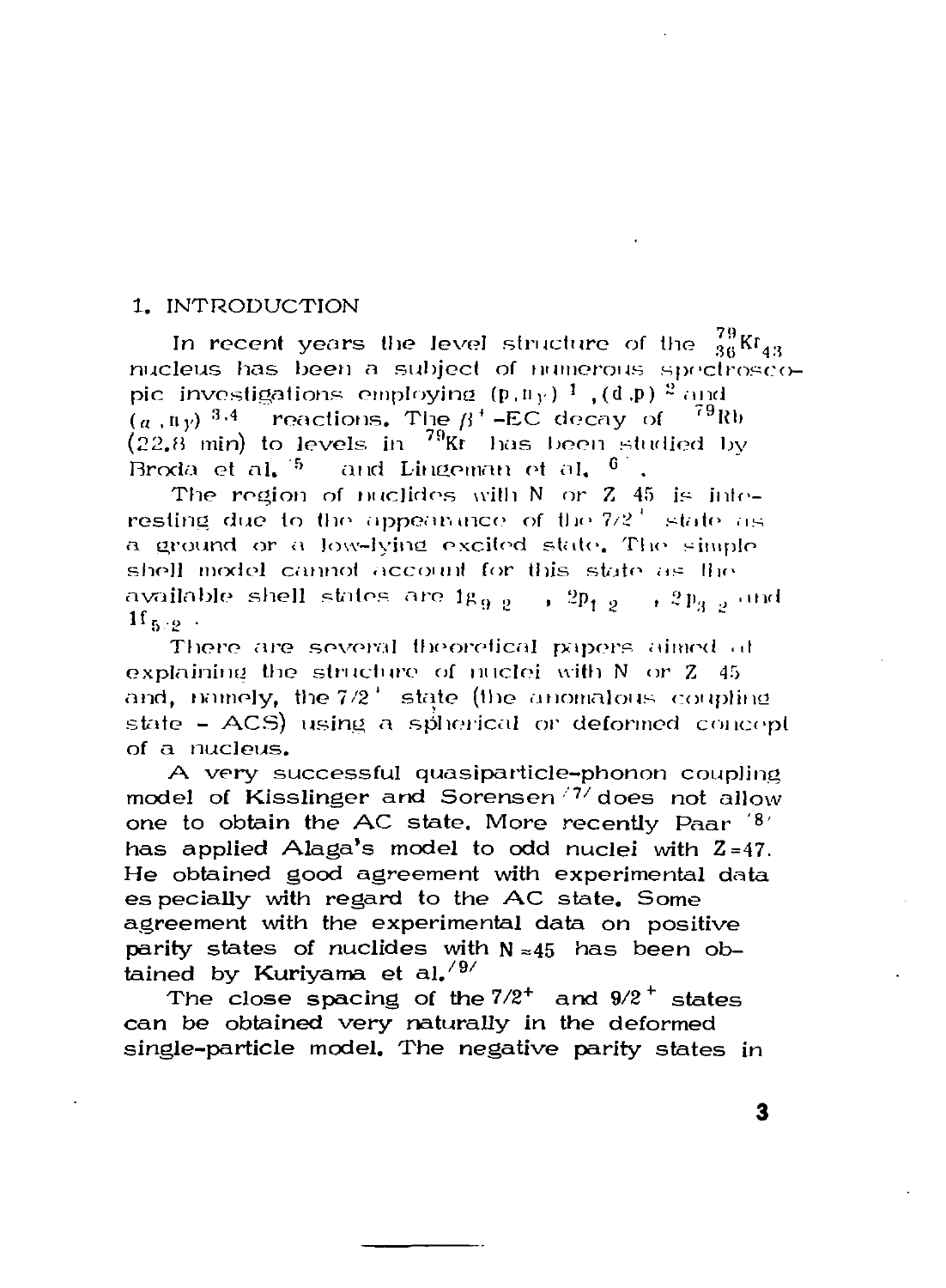## 1. INTRODUCTION

In recent years the level structure of the $^{79}_{36}Kr_{43}$ nucleus has been a subject of numerous spectroscopic investigations employing $(p,n\gamma)$ [1], $(d,p)$ [2] and $(\alpha,n\gamma)$ [3,4] reactions. The $\beta^+$-EC decay of $^{79}Rb$ (22.8 min) to levels in $^{79}Kr$ has been studied by Broda et al. [5] and Lingeman et al. [6].

The region of nuclides with N or Z 45 is interesting due to the appearance of the $7/2^+$ state as a ground or a low-lying excited state. The simple shell model cannot account for this state as the available shell states are $1g_{9/2}$, $2p_{1/2}$, $2p_{3/2}$ and $1f_{5/2}$.

There are several theoretical papers aimed at explaining the structure of nuclei with N or Z 45 and, namely, the $7/2^+$ state (the anomalous coupling state - ACS) using a spherical or deformed concept of a nucleus.

A very successful quasiparticle-phonon coupling model of Kisslinger and Sorensen [7] does not allow one to obtain the AC state. More recently Paar [8] has applied Alaga's model to odd nuclei with Z=47. He obtained good agreement with experimental data especially with regard to the AC state. Some agreement with the experimental data on positive parity states of nuclides with $N \approx 45$ has been obtained by Kuriyama et al. [9]

The close spacing of the $7/2^+$ and $9/2^+$ states can be obtained very naturally in the deformed single-particle model. The negative parity states in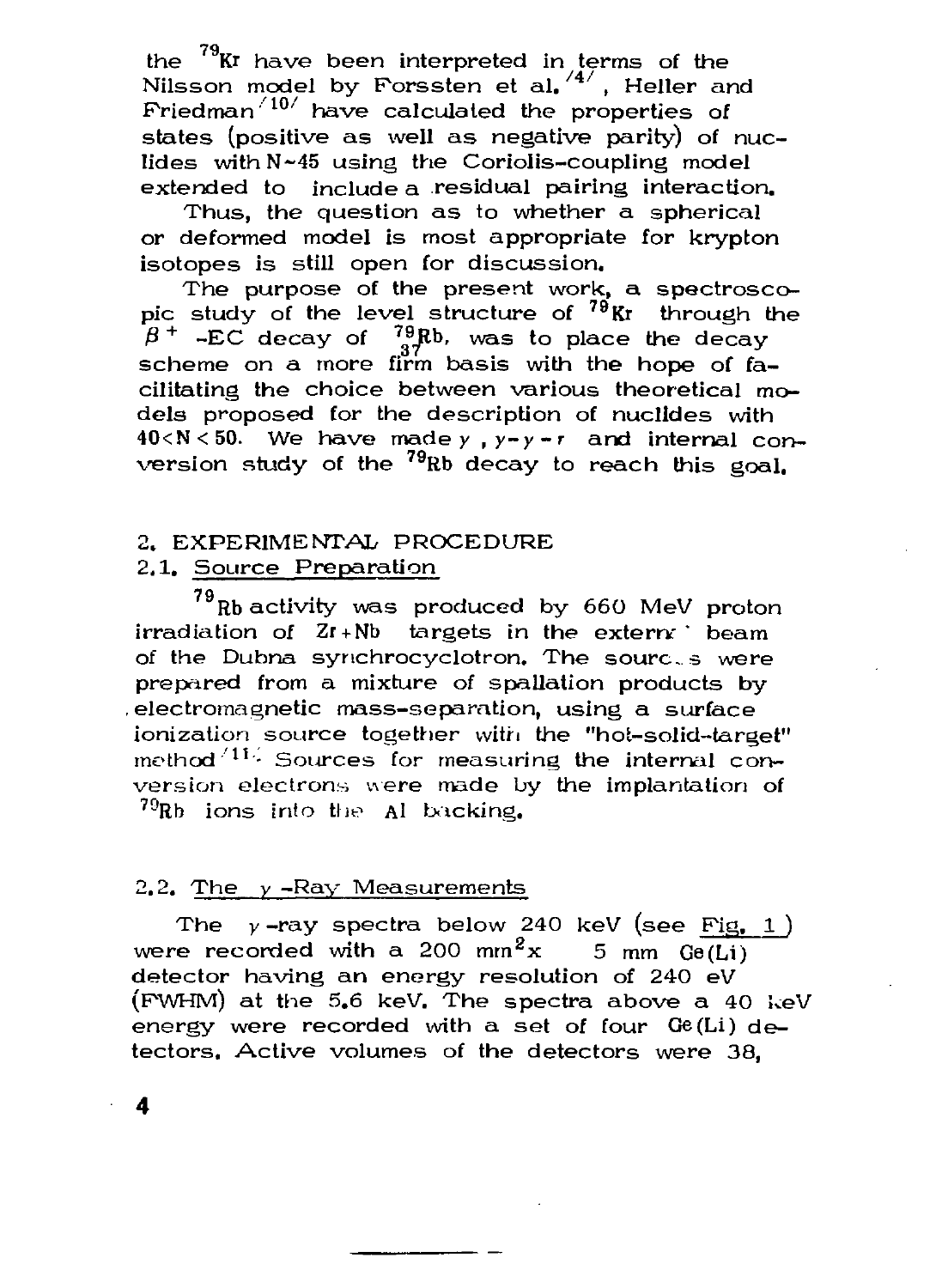the $^{79}Kr$ have been interpreted in terms of the Nilsson model by Forssten et al. [4], Heller and Friedman [10] have calculated the properties of states (positive as well as negative parity) of nuclides with N~45 using the Coriolis-coupling model extended to include a residual pairing interaction.

Thus, the question as to whether a spherical or deformed model is most appropriate for krypton isotopes is still open for discussion.

The purpose of the present work, a spectroscopic study of the level structure of $^{79}Kr$ through the $\beta^+$ -EC decay of $^{79}_{37}Rb$, was to place the decay scheme on a more firm basis with the hope of facilitating the choice between various theoretical models proposed for the description of nuclides with $40<N<50$. We have made $\gamma$, $\gamma-\gamma-t$ and internal conversion study of the $^{79}Rb$ decay to reach this goal.

## 2. EXPERIMENTAL PROCEDURE

### 2.1. Source Preparation

$^{79}Rb$ activity was produced by 660 MeV proton irradiation of Zr+Nb targets in the external beam of the Dubna synchrocyclotron. The sources were prepared from a mixture of spallation products by electromagnetic mass-separation, using a surface ionization source together with the "hot-solid-target" method [11]. Sources for measuring the internal conversion electrons were made by the implantation of $^{79}Rb$ ions into the Al backing.

### 2.2. The $\gamma$-Ray Measurements

The $\gamma$-ray spectra below 240 keV (see Fig. 1) were recorded with a 200 $mm^2$x 5 mm Ge(Li) detector having an energy resolution of 240 eV (FWHM) at the 5.6 keV. The spectra above a 40 keV energy were recorded with a set of four Ge(Li) detectors. Active volumes of the detectors were 38,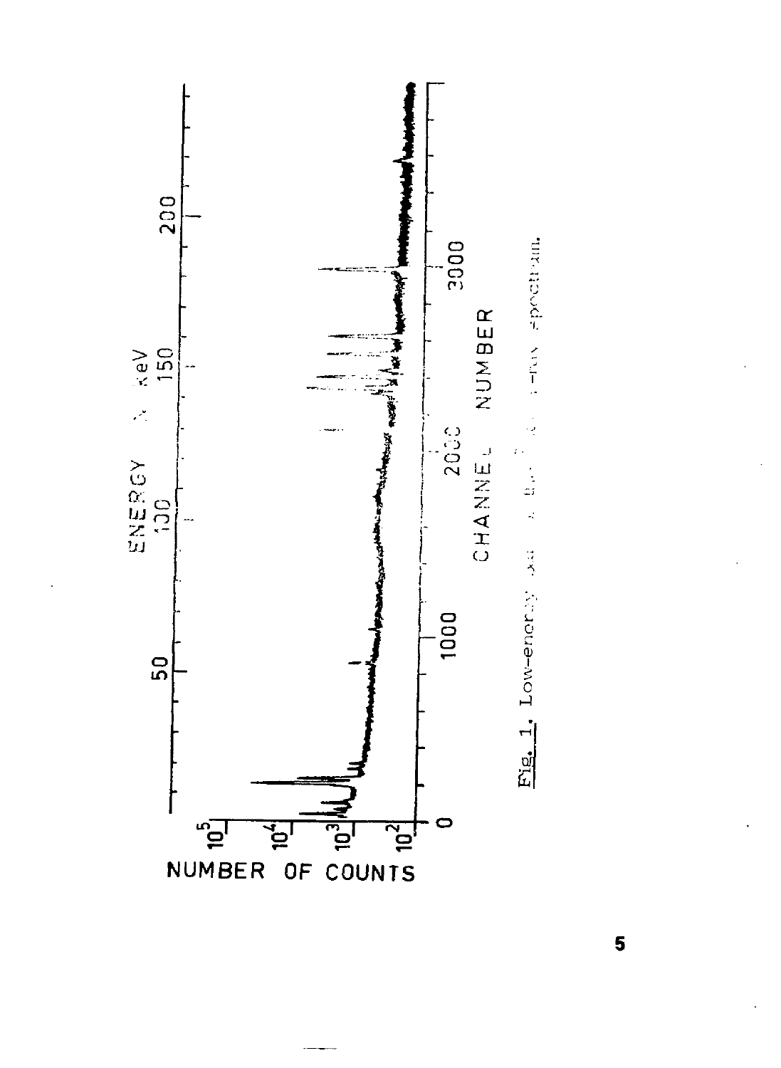Fig. 1. Low-energy x- and γ-ray spectrum.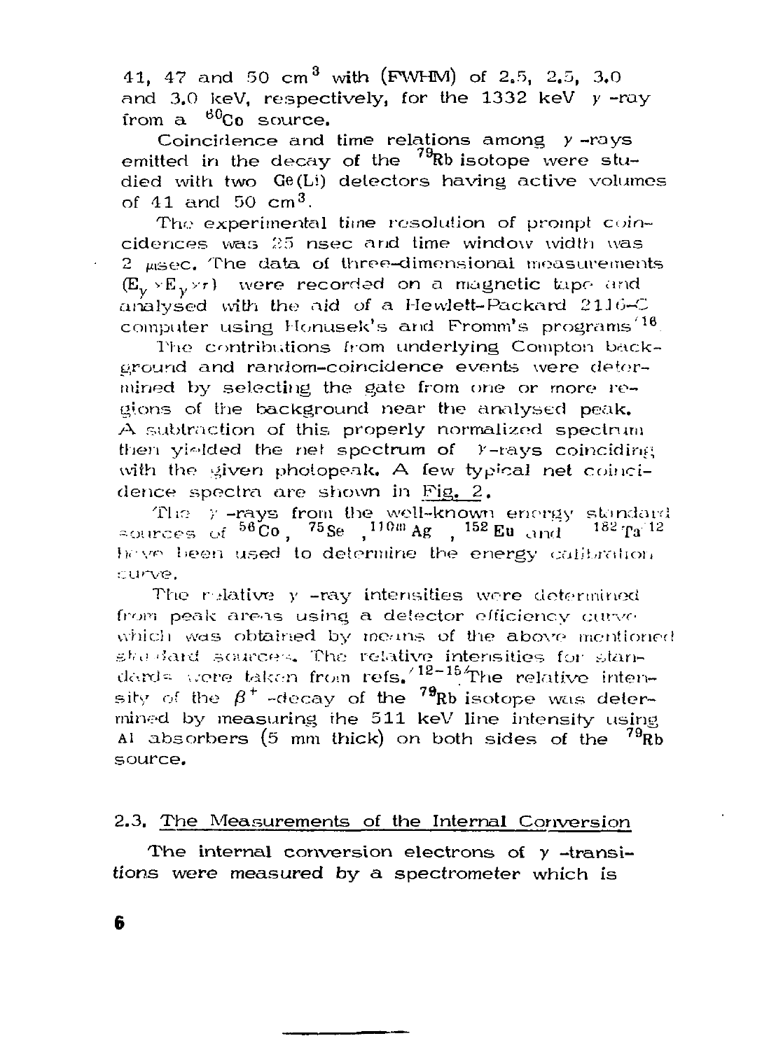41, 47 and 50 $cm^3$ with (FWHM) of 2.5, 2.5, 3.0 and 3.0 keV, respectively, for the 1332 keV $\gamma$-ray from a $^{60}Co$ source.

Coincidence and time relations among $\gamma$-rays emitted in the decay of the $^{79}Rb$ isotope were studied with two Ge(Li) detectors having active volumes of 41 and 50 $cm^3$.

The experimental time resolution of prompt coincidences was 25 nsec and time window width was 2 $\mu$sec. The data of three-dimensional measurements $(E_\gamma \times E_\gamma \times \tau)$ were recorded on a magnetic tape and analysed with the aid of a Hewlett-Packard 2116-C computer using Honusek's and Fromm's programs[16].

The contributions from underlying Compton background and random-coincidence events were determined by selecting the gate from one or more regions of the background near the analysed peak. A subtraction of this properly normalized spectrum then yielded the net spectrum of $\gamma$-rays coinciding with the given photopeak. A few typical net coincidence spectra are shown in Fig. 2.

The $\gamma$-rays from the well-known energy standard sources of $^{56}Co$, $^{75}Se$, $^{110m}Ag$, $^{152}Eu$ and $^{182}Ta$[12] have been used to determine the energy calibration curve.

The relative $\gamma$-ray intensities were determined from peak areas using a detector efficiency curve which was obtained by means of the above mentioned standard sources. The relative intensities for standards were taken from refs.[12-15] The relative intensity of the $\beta^+$-decay of the $^{79}Rb$ isotope was determined by measuring the 511 keV line intensity using Al absorbers (5 mm thick) on both sides of the $^{79}Rb$ source.

## 2.3. The Measurements of the Internal Conversion

The internal conversion electrons of $\gamma$-transitions were measured by a spectrometer which is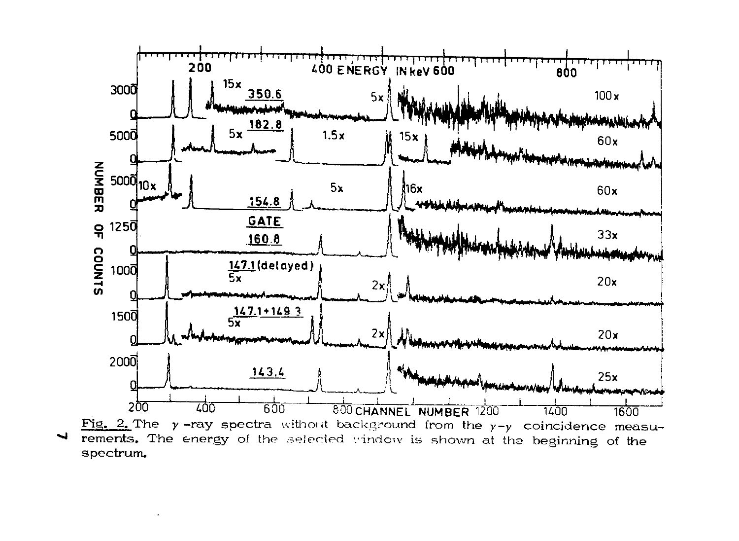Fig. 2. The $\gamma$-ray spectra without background from the $\gamma$-$\gamma$ coincidence measurements. The energy of the selected window is shown at the beginning of the spectrum.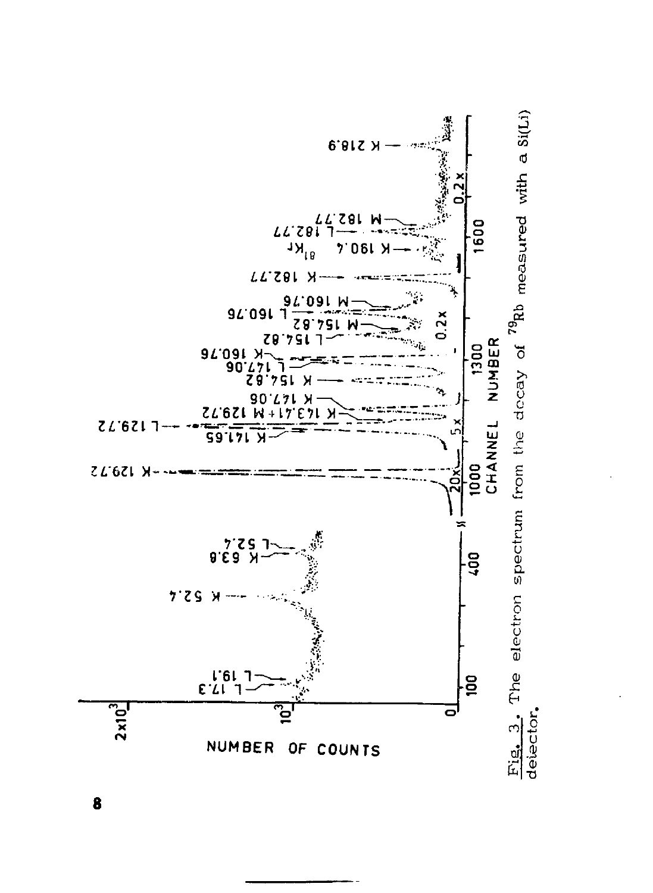Fig. 3. The electron spectrum from the decay of $^{79}Rb$ measured with a Si(Li) detector.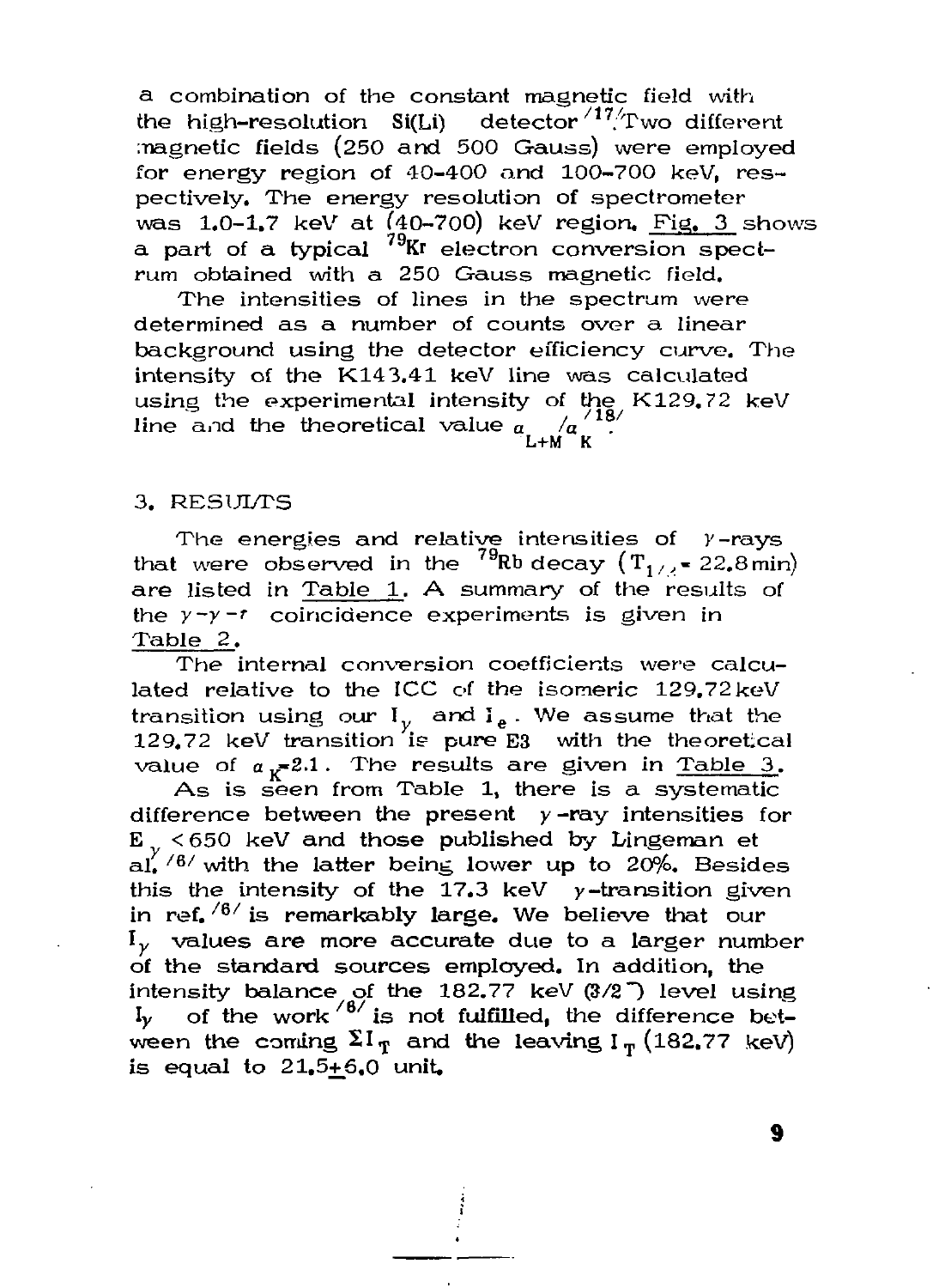a combination of the constant magnetic field with the high-resolution Si(Li) detector [17]. Two different magnetic fields (250 and 500 Gauss) were employed for energy region of 40-400 and 100-700 keV, respectively. The energy resolution of spectrometer was 1.0-1.7 keV at (40-700) keV region. Fig. 3 shows a part of a typical $^{79}$Kr electron conversion spectrum obtained with a 250 Gauss magnetic field.

The intensities of lines in the spectrum were determined as a number of counts over a linear background using the detector efficiency curve. The intensity of the K143.41 keV line was calculated using the experimental intensity of the K129.72 keV line and the theoretical value $\alpha_{L+M}/\alpha_K$ [18].

## 3. RESULTS

The energies and relative intensities of $\gamma$-rays that were observed in the $^{79}$Rb decay ($T_{1/2}$= 22.8 min) are listed in Table 1. A summary of the results of the $\gamma$-$\gamma$-$t$ coincidence experiments is given in Table 2.

The internal conversion coefficients were calculated relative to the ICC of the isomeric 129.72 keV transition using our $I_\gamma$ and $I_e$. We assume that the 129.72 keV transition is pure E3 with the theoretical value of $\alpha_K$=2.1. The results are given in Table 3.

As is seen from Table 1, there is a systematic difference between the present $\gamma$-ray intensities for $E_\gamma$ < 650 keV and those published by Lingeman et al. [6] with the latter being lower up to 20%. Besides this the intensity of the 17.3 keV $\gamma$-transition given in ref. [6] is remarkably large. We believe that our $I_\gamma$ values are more accurate due to a larger number of the standard sources employed. In addition, the intensity balance of the 182.77 keV (3/2$^-$) level using $I_\gamma$ of the work [6] is not fulfilled, the difference between the coming $\Sigma I_T$ and the leaving $I_T$ (182.77 keV) is equal to 21.5±6.0 unit.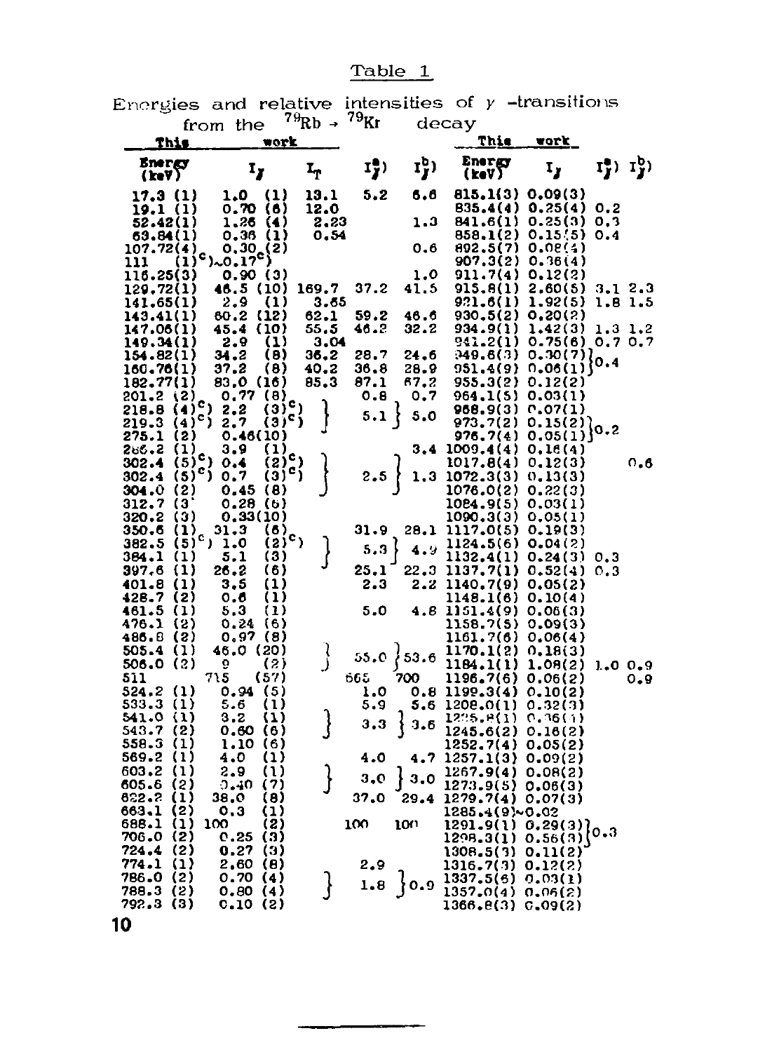Table 1

Energies and relative intensities of γ -transitions from the $^{79}Rb \rightarrow {}^{79}Kr$ decay

| This work | | | | | This work | | | |
|---|---|---|---|---|---|---|---|---|
| Energy (keV) | $I_\gamma$ | $I_T$ | $I_\gamma^{a)}$ | $I_\gamma^{b)}$ | Energy (keV) | $I_\gamma$ | $I_\gamma^{a)}$ | $I_\gamma^{b)}$ |
| 17.3 (1) | 1.0 (1) | 13.1 | 5.2 | 6.6 | 815.1(3) | 0.09(3) | | |
| 19.1 (1) | 0.70 (6) | 12.0 | | | 835.4(4) | 0.25(4) | 0.2 | |
| 52.42(1) | 1.26 (4) | 2.23 | | 1.3 | 841.6(1) | 0.25(3) | 0.3 | |
| 63.84(1) | 0.36 (1) | 0.54 | | | 858.1(2) | 0.15(5) | 0.4 | |
| 107.72(4) | 0.30 (2) | | | 0.6 | 892.5(7) | 0.08(4) | | |
| 111 (1)$^{c)}$ | ~0.17$^{c)}$ | | | | 907.3(2) | 0.36(4) | | |
| 116.25(3) | 0.90 (3) | | | 1.0 | 911.7(4) | 0.12(2) | | |
| 129.72(1) | 46.5 (10) | 169.7 | 37.2 | 41.5 | 915.8(1) | 2.60(5) | 3.1 | 2.3 |
| 141.65(1) | 2.9 (1) | 3.65 | | | 921.6(1) | 1.92(5) | 1.8 | 1.5 |
| 143.41(1) | 60.2 (12) | 62.1 | 59.2 | 46.6 | 930.5(2) | 0.20(2) | | |
| 147.06(1) | 45.4 (10) | 55.5 | 46.2 | 32.2 | 934.9(1) | 1.42(3) | 1.3 | 1.2 |
| 149.34(1) | 2.9 (1) | 3.04 | | | 941.2(1) | 0.75(6) | 0.7 | 0.7 |
| 154.82(1) | 34.2 (8) | 36.2 | 28.7 | 24.6 | 949.6(3) | 0.30(7) | 0.4 } | |
| 160.76(1) | 37.2 (8) | 40.2 | 36.8 | 28.9 | 951.4(9) | 0.06(1) | | |
| 182.77(1) | 83.0 (16) | 85.3 | 87.1 | 67.2 | 955.3(2) | 0.12(2) | | |
| 201.2 (2) | 0.77 (8) | | 0.8 | 0.7 | 964.1(5) | 0.03(1) | | |
| 218.8 (4)$^{c)}$ | 2.2 (3)$^{c)}$ | } | 5.1 } | 5.0 | 968.9(3) | 0.07(1) | | |
| 219.3 (4)$^{c)}$ | 2.7 (3)$^{c)}$ | | | | 973.7(2) | 0.15(2) | 0.2 } | |
| 275.1 (2) | 0.46(10) | | | | 976.7(4) | 0.05(1) | | |
| 286.2 (1) | 3.9 (1) | | | 3.4 | 1009.4(4) | 0.16(4) | | |
| 302.4 (5)$^{c)}$ | 0.4 (2)$^{c)}$ | } | 2.5 } | 1.3 | 1017.8(4) | 0.12(3) | | 0.6 |
| 302.4 (5)$^{c)}$ | 0.7 (3)$^{c)}$ | | | | 1072.3(3) | 0.13(3) | | |
| 304.0 (2) | 0.45 (8) | | | | 1076.0(2) | 0.22(3) | | |
| 312.7 (3) | 0.28 (6) | | | | 1084.9(5) | 0.03(1) | | |
| 320.2 (3) | 0.33(10) | | | | 1090.3(3) | 0.05(1) | | |
| 350.6 (1) | 31.3 (6) | | 31.9 | 28.1 | 1117.0(5) | 0.19(3) | | |
| 382.5 (5)$^{c)}$ | 1.0 (2)$^{c)}$ | } | 5.3 } | 4.9 | 1124.5(6) | 0.04(2) | | |
| 384.1 (1) | 5.1 (3) | | | | 1132.4(1) | 0.24(3) | 0.3 | |
| 397.6 (1) | 26.2 (6) | | 25.1 | 22.3 | 1137.7(1) | 0.52(4) | 0.3 | |
| 401.8 (1) | 3.5 (1) | | 2.3 | 2.2 | 1140.7(9) | 0.05(2) | | |
| 428.7 (2) | 0.6 (1) | | | | 1148.1(6) | 0.10(4) | | |
| 461.5 (1) | 5.3 (1) | | 5.0 | 4.8 | 1151.4(9) | 0.06(3) | | |
| 476.1 (2) | 0.24 (6) | | | | 1158.7(5) | 0.09(3) | | |
| 486.8 (2) | 0.97 (8) | | | | 1161.7(6) | 0.06(4) | | |
| 505.4 (1) | 46.0 (20) | } | 55.0 } | 53.6 | 1170.1(2) | 0.18(3) | | |
| 506.0 (2) | 9 (2) | | | | 1184.1(1) | 1.08(2) | 1.0 | 0.9 |
| 511 | 715 (57) | | 665 | 700 | 1196.7(6) | 0.06(2) | | 0.9 |
| 524.2 (1) | 0.94 (5) | | 1.0 | 0.8 | 1199.3(4) | 0.10(2) | | |
| 533.3 (1) | 5.6 (1) | | 5.9 | 5.6 | 1208.0(1) | 0.32(3) | | |
| 541.0 (1) | 3.2 (1) | } | 3.3 } | 3.6 | 1225.8(1) | 0.36(1) | | |
| 543.7 (2) | 0.60 (6) | | | | 1245.6(2) | 0.16(2) | | |
| 558.3 (1) | 1.10 (6) | | | | 1252.7(4) | 0.05(2) | | |
| 569.2 (1) | 4.0 (1) | | 4.0 | 4.7 | 1257.1(3) | 0.09(2) | | |
| 603.2 (1) | 2.9 (1) | } | 3.0 } | 3.0 | 1267.9(4) | 0.08(2) | | |
| 605.6 (2) | 0.40 (7) | | | | 1273.9(5) | 0.06(3) | | |
| 622.2 (1) | 38.0 (8) | | 37.0 | 29.4 | 1279.7(4) | 0.07(3) | | |
| 663.1 (2) | 0.3 (1) | | | | 1285.4(9) | ~0.02 | | |
| 688.1 (1) | 100 (2) | | 100 | 100 | 1291.9(1) | 0.29(3) | 0.3 } | |
| 706.0 (2) | 0.25 (3) | | | | 1298.3(1) | 0.56(3) | | |
| 724.4 (2) | 0.27 (3) | | | | 1308.5(3) | 0.11(2) | | |
| 774.1 (1) | 2.60 (8) | | 2.9 | | 1316.7(3) | 0.12(2) | | |
| 786.0 (2) | 0.70 (4) | } | 1.8 } | 0.9 | 1337.5(6) | 0.03(1) | | |
| 788.3 (2) | 0.80 (4) | | | | 1357.0(4) | 0.06(2) | | |
| 792.3 (3) | 0.10 (2) | | | | 1366.8(3) | 0.09(2) | | |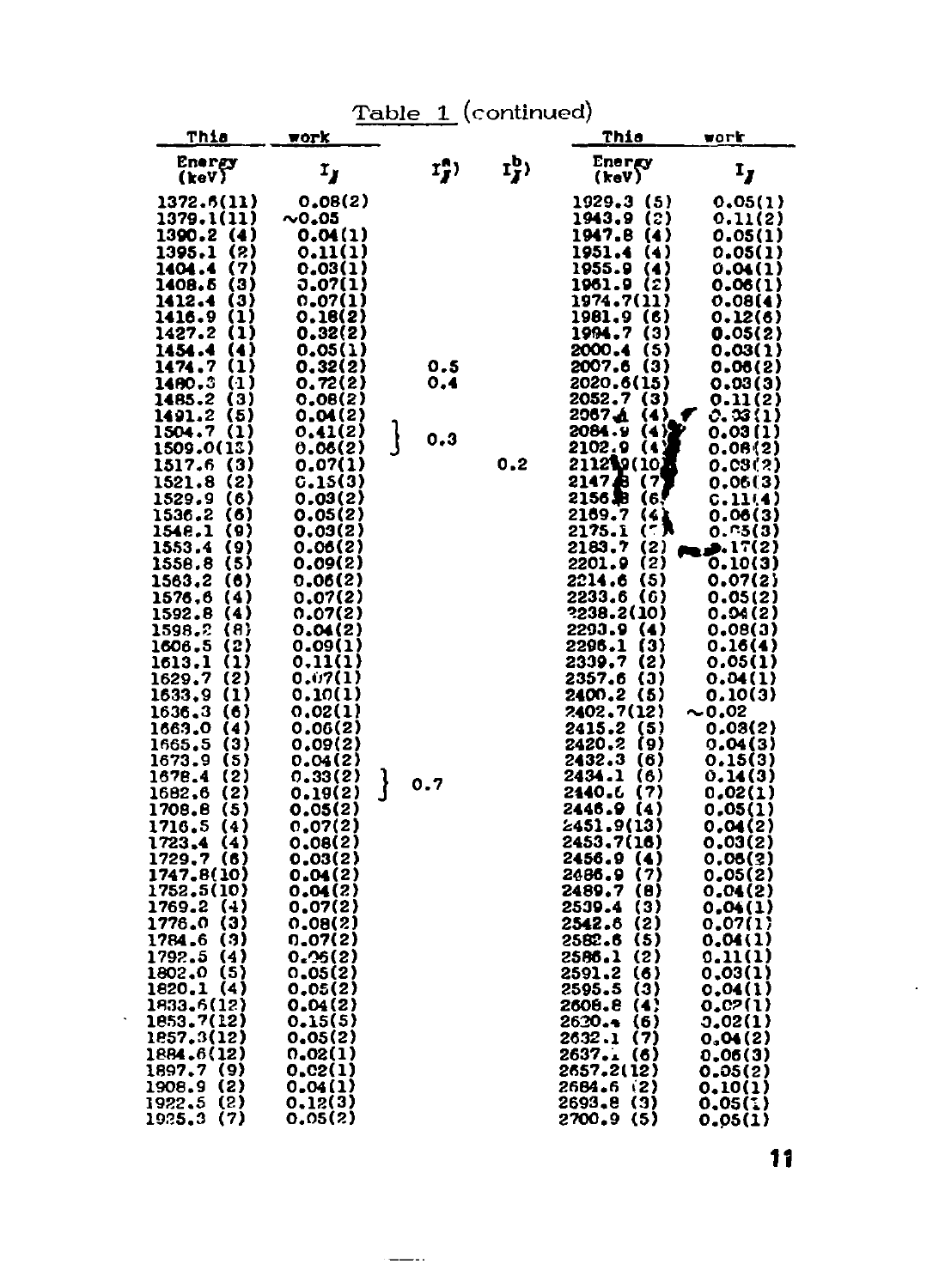Table 1 (continued)

| This work Energy (keV) | $I_\gamma$ | $I_\gamma^{a)}$ | $I_\gamma^{b)}$ | This work Energy (keV) | $I_\gamma$ |
|---|---|---|---|---|---|
| 1372.6(11) | 0.08(2) | | | 1929.3 (5) | 0.05(1) |
| 1379.1(11) | ~0.05 | | | 1943.9 (2) | 0.11(2) |
| 1390.2 (4) | 0.04(1) | | | 1947.8 (4) | 0.05(1) |
| 1395.1 (2) | 0.11(1) | | | 1951.4 (4) | 0.05(1) |
| 1404.4 (7) | 0.03(1) | | | 1955.9 (4) | 0.04(1) |
| 1408.5 (3) | 0.07(1) | | | 1961.9 (2) | 0.06(1) |
| 1412.4 (3) | 0.07(1) | | | 1974.7(11) | 0.08(4) |
| 1416.9 (1) | 0.18(2) | | | 1981.9 (6) | 0.12(6) |
| 1427.2 (1) | 0.32(2) | | | 1994.7 (3) | 0.05(2) |
| 1454.4 (4) | 0.05(1) | | | 2000.4 (5) | 0.03(1) |
| 1474.7 (1) | 0.32(2) | 0.5 | | 2007.6 (3) | 0.06(2) |
| 1480.3 (1) | 0.72(2) | 0.4 | | 2020.6(15) | 0.03(3) |
| 1485.2 (3) | 0.08(2) | | | 2052.7 (3) | 0.11(2) |
| 1491.2 (5) | 0.04(2) | | | 2067.4 (4) | 0.03(1) |
| 1504.7 (1) | 0.41(2) | 0.3 | | 2084.9 (4) | 0.03(1) |
| 1509.0(13) | 0.06(2) | | | 2102.9 (4) | 0.06(2) |
| 1517.6 (3) | 0.07(1) | | 0.2 | 2112.9(10) | 0.03(2) |
| 1521.8 (2) | 0.15(3) | | | 2147.8 (7) | 0.06(3) |
| 1529.9 (6) | 0.03(2) | | | 2156.8 (6) | 0.11(4) |
| 1536.2 (6) | 0.05(2) | | | 2169.7 (4) | 0.06(3) |
| 1548.1 (9) | 0.03(2) | | | 2175.1 (7) | 0.05(3) |
| 1553.4 (9) | 0.06(2) | | | 2183.7 (2) | 0.17(2) |
| 1558.8 (5) | 0.09(2) | | | 2201.9 (2) | 0.10(3) |
| 1563.2 (6) | 0.06(2) | | | 2214.6 (5) | 0.07(2) |
| 1576.6 (4) | 0.07(2) | | | 2233.6 (6) | 0.05(2) |
| 1592.8 (4) | 0.07(2) | | | 2238.2(10) | 0.04(2) |
| 1598.2 (8) | 0.04(2) | | | 2293.9 (4) | 0.08(3) |
| 1606.5 (2) | 0.09(1) | | | 2296.1 (3) | 0.16(4) |
| 1613.1 (1) | 0.11(1) | | | 2339.7 (2) | 0.05(1) |
| 1629.7 (2) | 0.07(1) | | | 2357.6 (3) | 0.04(1) |
| 1633.9 (1) | 0.10(1) | | | 2400.2 (5) | 0.10(3) |
| 1636.3 (6) | 0.02(1) | | | 2402.7(12) | ~0.02 |
| 1663.0 (4) | 0.06(2) | | | 2415.2 (5) | 0.08(2) |
| 1665.5 (3) | 0.09(2) | | | 2420.2 (9) | 0.04(3) |
| 1673.9 (5) | 0.04(2) | | | 2432.3 (6) | 0.15(3) |
| 1678.4 (2) | 0.33(2) | 0.7 | | 2434.1 (6) | 0.14(3) |
| 1682.6 (2) | 0.19(2) | | | 2440.6 (7) | 0.02(1) |
| 1708.8 (5) | 0.05(2) | | | 2446.9 (4) | 0.05(1) |
| 1716.5 (4) | 0.07(2) | | | 2451.9(13) | 0.04(2) |
| 1723.4 (4) | 0.08(2) | | | 2453.7(16) | 0.03(2) |
| 1729.7 (6) | 0.03(2) | | | 2456.9 (4) | 0.06(2) |
| 1747.8(10) | 0.04(2) | | | 2486.9 (7) | 0.05(2) |
| 1752.5(10) | 0.04(2) | | | 2489.7 (8) | 0.04(2) |
| 1769.2 (4) | 0.07(2) | | | 2539.4 (3) | 0.04(1) |
| 1776.0 (3) | 0.08(2) | | | 2542.6 (2) | 0.07(1) |
| 1784.6 (3) | 0.07(2) | | | 2582.6 (5) | 0.04(1) |
| 1792.5 (4) | 0.06(2) | | | 2586.1 (2) | 0.11(1) |
| 1802.0 (5) | 0.05(2) | | | 2591.2 (6) | 0.03(1) |
| 1820.1 (4) | 0.05(2) | | | 2595.5 (3) | 0.04(1) |
| 1833.6(12) | 0.04(2) | | | 2608.8 (4) | 0.02(1) |
| 1853.7(12) | 0.15(5) | | | 2620.4 (6) | 0.02(1) |
| 1857.3(12) | 0.05(2) | | | 2632.1 (7) | 0.04(2) |
| 1884.6(12) | 0.02(1) | | | 2637.1 (6) | 0.06(3) |
| 1897.7 (9) | 0.02(1) | | | 2657.2(12) | 0.05(2) |
| 1908.9 (2) | 0.04(1) | | | 2684.6 (2) | 0.10(1) |
| 1922.5 (2) | 0.12(3) | | | 2693.8 (3) | 0.05(1) |
| 1925.3 (7) | 0.05(2) | | | 2700.9 (5) | 0.05(1) |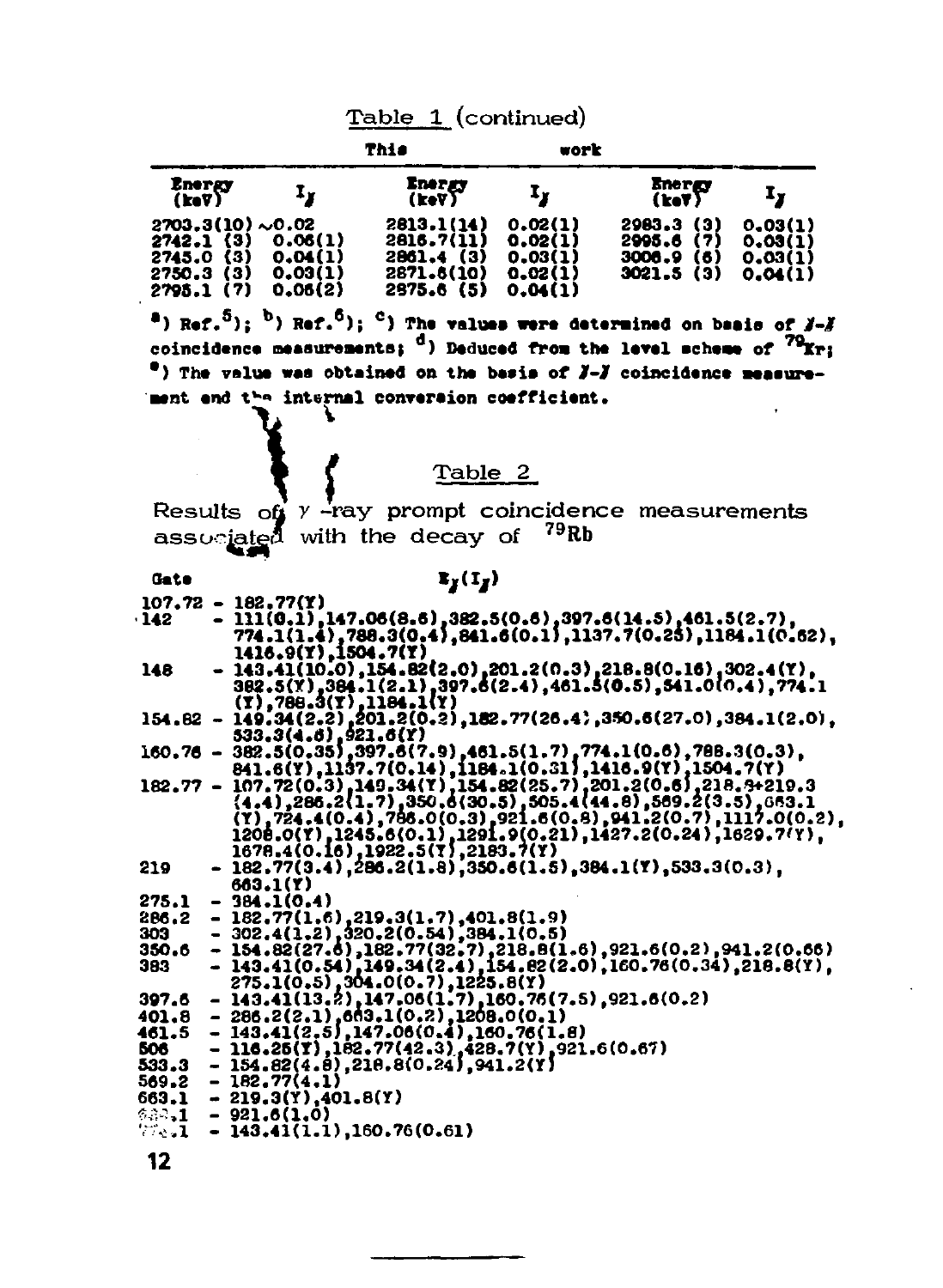Table 1 (continued)

| This | | work | | | |
|---|---|---|---|---|---|
| Energy (keV) | $I_\gamma$ | Energy (keV) | $I_\gamma$ | Energy (keV) | $I_\gamma$ |
| 2703.3(10) | ~0.02 | 2813.1(14) | 0.02(1) | 2983.3 (3) | 0.03(1) |
| 2742.1 (3) | 0.06(1) | 2816.7(11) | 0.02(1) | 2995.6 (7) | 0.03(1) |
| 2745.0 (3) | 0.04(1) | 2861.4 (3) | 0.03(1) | 3006.9 (6) | 0.03(1) |
| 2750.3 (3) | 0.03(1) | 2871.6(10) | 0.02(1) | 3021.5 (3) | 0.04(1) |
| 2795.1 (7) | 0.06(2) | 2875.6 (5) | 0.04(1) | | |

[a]) Ref.[5]; [b]) Ref.[6]; [c]) The values were determined on basis of $\gamma$-$\gamma$ coincidence measurements; [d]) Deduced from the level scheme of $^{79}$Kr; [e]) The value was obtained on the basis of $\gamma$-$\gamma$ coincidence measurement and the internal conversion coefficient.

Table 2

Results of $\gamma$-ray prompt coincidence measurements associated with the decay of $^{79}$Rb

| Gate | $E_\gamma(I_\gamma)$ |
|---|---|
| 107.72 | 182.77(Y) |
| 142 | 111(0.1),147.06(8.6),382.5(0.6),397.6(14.5),461.5(2.7),774.1(1.4),788.3(0.4),841.6(0.1),1137.7(0.25),1184.1(0.62),1416.9(Y),1504.7(Y) |
| 148 | 143.41(10.0),154.82(2.0),201.2(0.3),218.8(0.16),302.4(Y),382.5(Y),384.1(2.1),397.6(2.4),461.5(0.5),541.0(0.4),774.1(Y),788.3(Y),1184.1(Y) |
| 154.82 | 149.34(2.2),201.2(0.2),182.77(26.4),350.6(27.0),384.1(2.0),533.3(4.6),921.6(Y) |
| 160.76 | 382.5(0.35),397.6(7.9),461.5(1.7),774.1(0.6),788.3(0.3),841.6(Y),1137.7(0.14),1184.1(0.31),1416.9(Y),1504.7(Y) |
| 182.77 | 107.72(0.3),149.34(Y),154.82(25.7),201.2(0.6),218.8+219.3(4.4),286.2(1.7),350.6(30.5),505.4(44.8),569.2(3.5),663.1(Y),724.4(0.4),786.0(0.3),921.6(0.8),941.2(0.7),1117.0(0.2),1208.0(Y),1245.6(0.1),1291.9(0.21),1427.2(0.24),1629.7(Y),1678.4(0.16),1922.5(Y),2183.7(Y) |
| 219 | 182.77(3.4),286.2(1.8),350.6(1.5),384.1(Y),533.3(0.3),663.1(Y) |
| 275.1 | 384.1(0.4) |
| 286.2 | 182.77(1.6),219.3(1.7),401.8(1.9) |
| 303 | 302.4(1.2),320.2(0.54),384.1(0.5) |
| 350.6 | 154.82(27.6),182.77(32.7),218.8(1.6),921.6(0.2),941.2(0.66) |
| 383 | 143.41(0.54),149.34(2.4),154.82(2.0),160.76(0.34),218.8(Y),275.1(0.5),304.0(0.7),1225.8(Y) |
| 397.6 | 143.41(13.2),147.06(1.7),160.76(7.5),921.6(0.2) |
| 401.8 | 286.2(2.1),663.1(0.2),1208.0(0.1) |
| 461.5 | 143.41(2.5),147.06(0.4),160.76(1.8) |
| 506 | 116.25(Y),182.77(42.3),428.7(Y),921.6(0.67) |
| 533.3 | 154.82(4.8),218.8(0.24),941.2(Y) |
| 569.2 | 182.77(4.1) |
| 663.1 | 219.3(Y),401.8(Y) |
| 6?.1 | 921.6(1.0) |
| 7?.1 | 143.41(1.1),160.76(0.61) |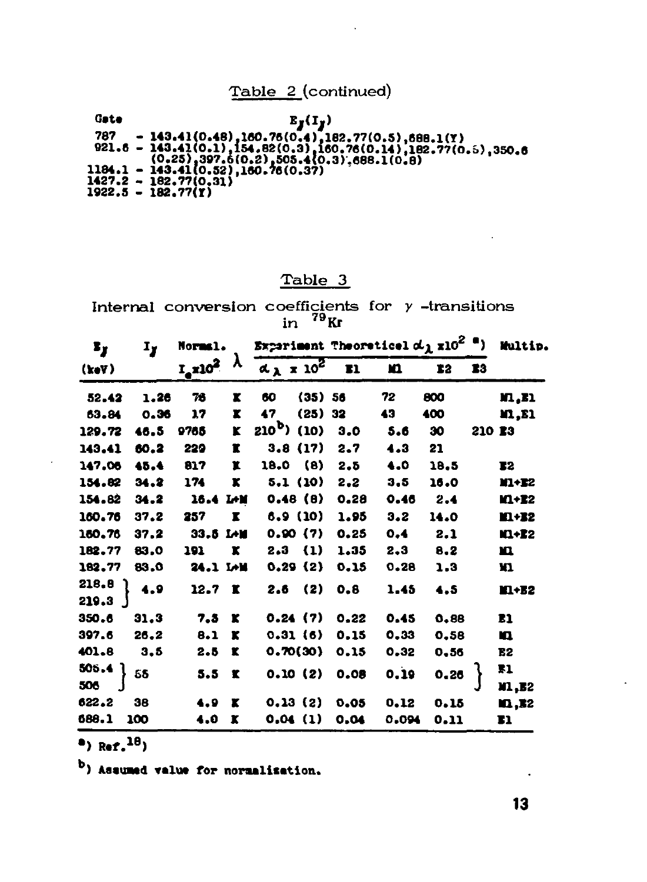Table 2 (continued)

| Gate | $E_\gamma(I_\gamma)$ |
|---|---|
| 787 | - 143.41(0.48),160.76(0.4),182.77(0.5),688.1(Y) |
| 921.6 | - 143.41(0.1),154.82(0.3),160.76(0.14),182.77(0.5),350.6 (0.25),397.6(0.2),505.4(0.3),688.1(0.8) |
| 1184.1 | - 143.41(0.52),160.76(0.37) |
| 1427.2 | - 182.77(0.31) |
| 1922.5 | - 182.77(Y) |

Table 3

Internal conversion coefficients for $\gamma$-transitions in $^{79}$Kr

| $E_\gamma$ (keV) | $I_\gamma$ | Normal. $I_e$x$10^2$ | $\lambda$ | Experiment $\alpha_\lambda$ x $10^2$ | Theoretical $\alpha_\lambda$ x$10^2$ [a)] E1 | M1 | E2 | E3 | Multip. |
|---|---|---|---|---|---|---|---|---|---|
| 52.42 | 1.26 | 76 | K | 60 (35) | 56 | 72 | 800 | | M1,E1 |
| 63.84 | 0.36 | 17 | K | 47 (25) | 32 | 43 | 400 | | M1,E1 |
| 129.72 | 46.5 | 9765 | K | 210[b)] (10) | 3.0 | 5.6 | 30 | 210 | E3 |
| 143.41 | 60.2 | 229 | K | 3.8 (17) | 2.7 | 4.3 | 21 | | |
| 147.06 | 45.4 | 817 | K | 18.0 (8) | 2.5 | 4.0 | 18.5 | | E2 |
| 154.82 | 34.2 | 174 | K | 5.1 (10) | 2.2 | 3.5 | 16.0 | | M1+E2 |
| 154.82 | 34.2 | 16.4 | L+M | 0.48 (8) | 0.28 | 0.46 | 2.4 | | M1+E2 |
| 160.76 | 37.2 | 257 | K | 6.9 (10) | 1.95 | 3.2 | 14.0 | | M1+E2 |
| 160.76 | 37.2 | 33.5 | L+M | 0.90 (7) | 0.25 | 0.4 | 2.1 | | M1+E2 |
| 182.77 | 83.0 | 191 | K | 2.3 (1) | 1.35 | 2.3 | 8.2 | | M1 |
| 182.77 | 83.0 | 24.1 | L+M | 0.29 (2) | 0.15 | 0.28 | 1.3 | | M1 |
| 218.8 } 219.3 } | 4.9 | 12.7 | K | 2.6 (2) | 0.8 | 1.45 | 4.5 | | M1+E2 |
| 350.6 | 31.3 | 7.5 | K | 0.24 (7) | 0.22 | 0.45 | 0.88 | | E1 |
| 397.6 | 26.2 | 8.1 | K | 0.31 (6) | 0.15 | 0.33 | 0.58 | | M1 |
| 401.8 | 3.5 | 2.5 | K | 0.70(30) | 0.15 | 0.32 | 0.56 | | E2 |
| 505.4 } 506 } | 55 | 5.5 | K | 0.10 (2) | 0.08 | 0.19 | 0.26 | | E1 M1,E2 |
| 622.2 | 38 | 4.9 | K | 0.13 (2) | 0.05 | 0.12 | 0.15 | | M1,E2 |
| 688.1 | 100 | 4.0 | K | 0.04 (1) | 0.04 | 0.094 | 0.11 | | E1 |

a) Ref.[18])

b) Assumed value for normalization.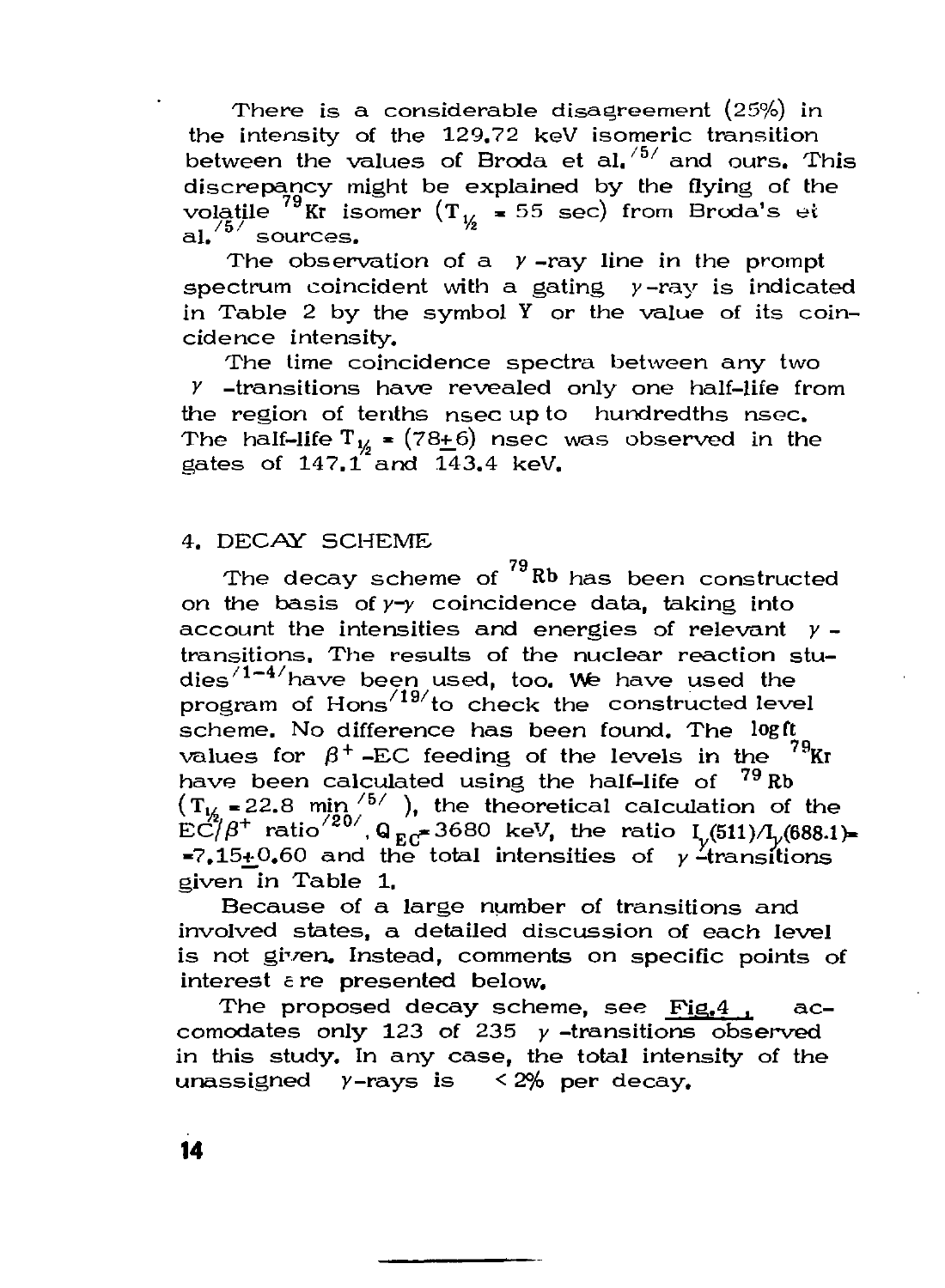There is a considerable disagreement (25%) in the intensity of the 129.72 keV isomeric transition between the values of Broda et al.[5] and ours. This discrepancy might be explained by the flying of the volatile $^{79}$Kr isomer ($T_{1/2}$ = 55 sec) from Broda's et al.[5] sources.

The observation of a $\gamma$-ray line in the prompt spectrum coincident with a gating $\gamma$-ray is indicated in Table 2 by the symbol Y or the value of its coincidence intensity.

The time coincidence spectra between any two $\gamma$-transitions have revealed only one half-life from the region of tenths nsec up to hundredths nsec. The half-life $T_{1/2}$ = (78±6) nsec was observed in the gates of 147.1 and 143.4 keV.

## 4. DECAY SCHEME

The decay scheme of $^{79}$Rb has been constructed on the basis of $\gamma$-$\gamma$ coincidence data, taking into account the intensities and energies of relevant $\gamma$-transitions. The results of the nuclear reaction studies[1-4] have been used, too. We have used the program of Hons[19] to check the constructed level scheme. No difference has been found. The log ft values for $\beta^+$-EC feeding of the levels in the $^{79}$Kr have been calculated using the half-life of $^{79}$Rb ($T_{1/2}$ = 22.8 min[5]), the theoretical calculation of the EC/$\beta^+$ ratio[20], $Q_{EC}$ = 3680 keV, the ratio $I_\gamma(511)/I_\gamma(688.1)$ = 7.15±0.60 and the total intensities of $\gamma$-transitions given in Table 1.

Because of a large number of transitions and involved states, a detailed discussion of each level is not given. Instead, comments on specific points of interest are presented below.

The proposed decay scheme, see Fig.4, accomodates only 123 of 235 $\gamma$-transitions observed in this study. In any case, the total intensity of the unassigned $\gamma$-rays is < 2% per decay.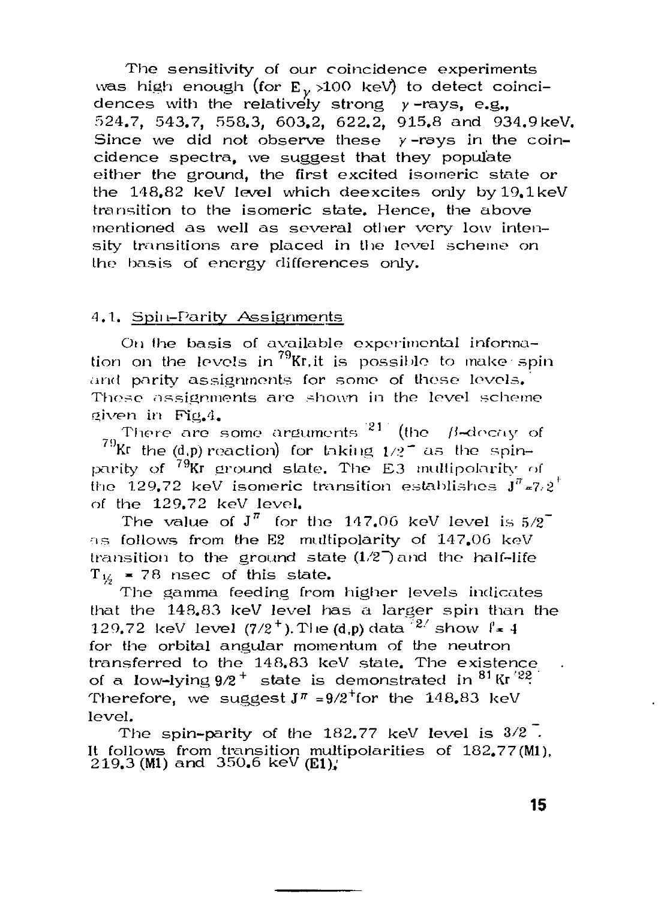The sensitivity of our coincidence experiments was high enough (for $E_\gamma$ >100 keV) to detect coincidences with the relatively strong $\gamma$-rays, e.g., 524.7, 543.7, 558.3, 603.2, 622.2, 915.8 and 934.9 keV. Since we did not observe these $\gamma$-rays in the coincidence spectra, we suggest that they populate either the ground, the first excited isomeric state or the 148.82 keV level which deexcites only by 19.1 keV transition to the isomeric state. Hence, the above mentioned as well as several other very low intensity transitions are placed in the level scheme on the basis of energy differences only.

### 4.1. Spin-Parity Assignments

On the basis of available experimental information on the levels in $^{79}$Kr, it is possible to make spin and parity assignments for some of these levels. These assignments are shown in the level scheme given in Fig.4.

There are some arguments [21] (the $\beta$-decay of $^{79}$Kr the (d,p) reaction) for taking $1/2^-$ as the spin-parity of $^{79}$Kr ground state. The E3 multipolarity of the 129.72 keV isomeric transition establishes $J^\pi = 7/2^+$ of the 129.72 keV level.

The value of $J^\pi$ for the 147.06 keV level is $5/2^-$ as follows from the E2 multipolarity of 147.06 keV transition to the ground state ($1/2^-$) and the half-life $T_{1/2}$ = 78 nsec of this state.

The gamma feeding from higher levels indicates that the 148.83 keV level has a larger spin than the 129.72 keV level ($7/2^+$). The (d,p) data [2] show $\ell = 4$ for the orbital angular momentum of the neutron transferred to the 148.83 keV state. The existence of a low-lying $9/2^+$ state is demonstrated in $^{81}$Kr [22]. Therefore, we suggest $J^\pi = 9/2^+$ for the 148.83 keV level.

The spin-parity of the 182.77 keV level is $3/2^-$. It follows from transition multipolarities of 182.77 (M1), 219.3 (M1) and 350.6 keV (E1).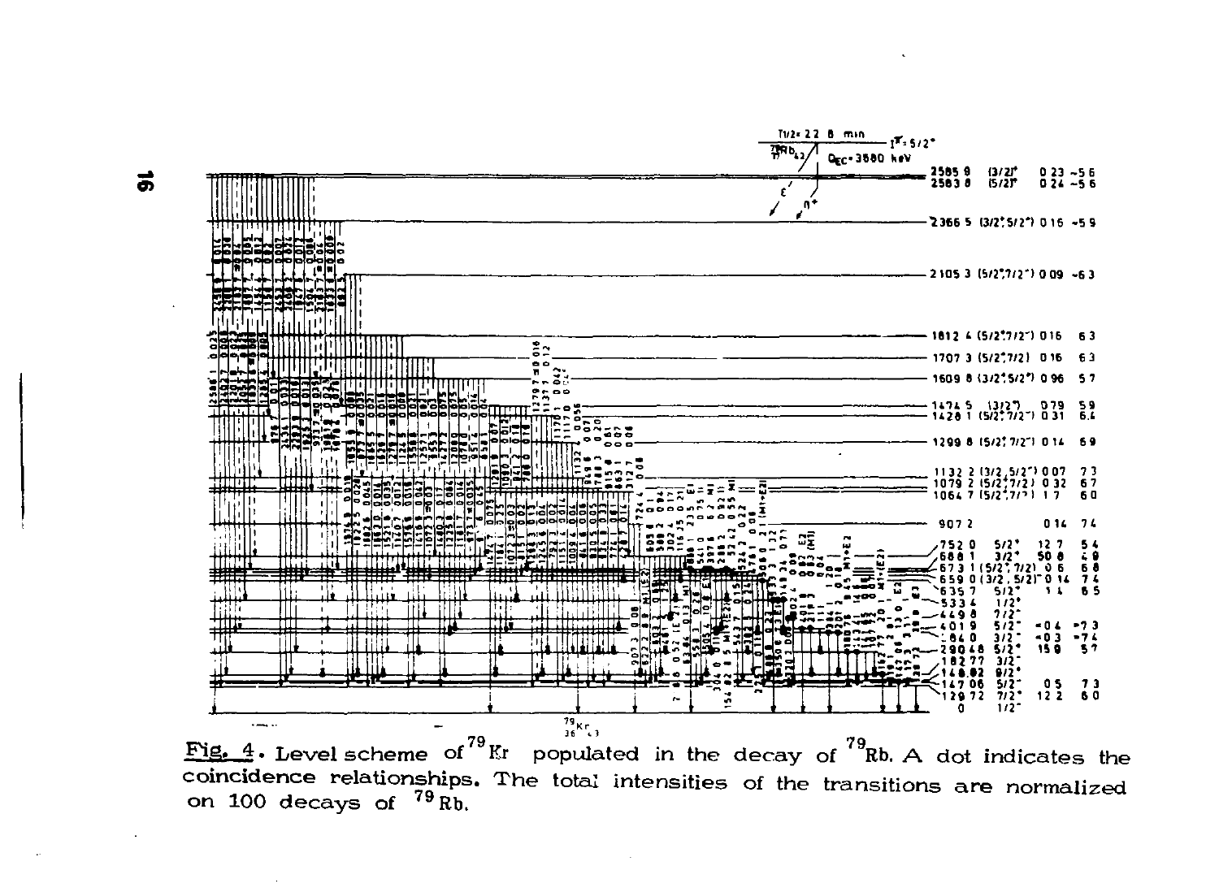Fig. 4. Level scheme of $^{79}Kr$ populated in the decay of $^{79}Rb$. A dot indicates the coincidence relationships. The total intensities of the transitions are normalized on 100 decays of $^{79}Rb$.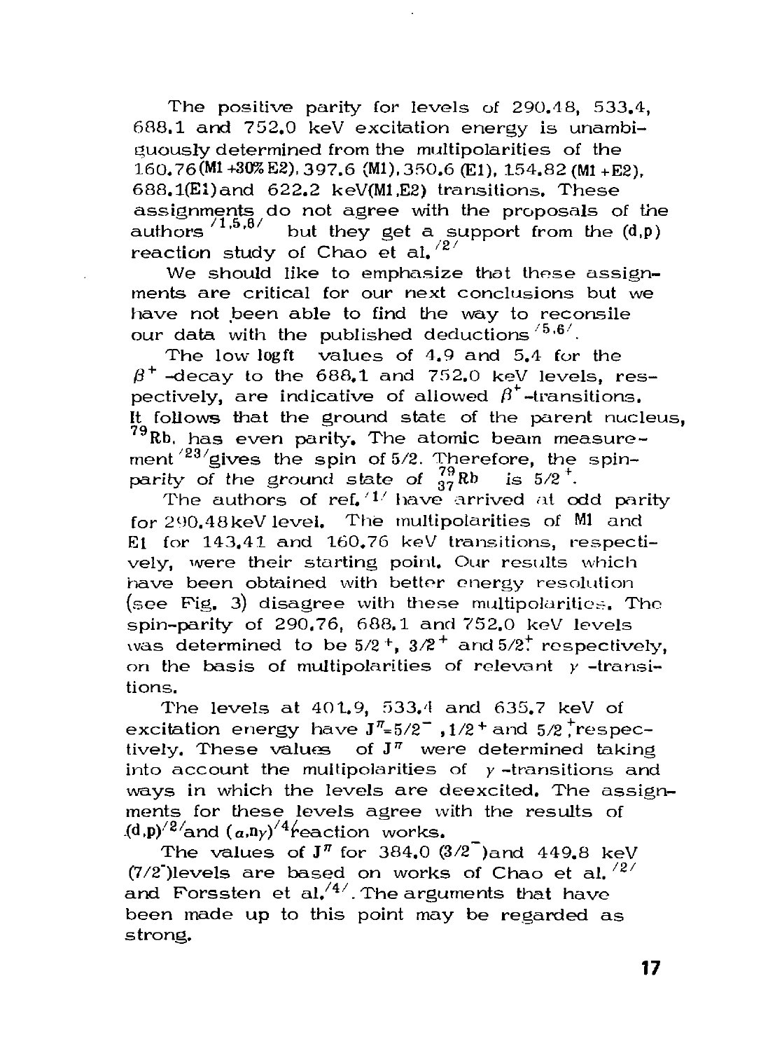The positive parity for levels of 290.48, 533.4, 688.1 and 752.0 keV excitation energy is unambiguously determined from the multipolarities of the 160.76(M1+30% E2), 397.6 (M1), 350.6 (E1), 154.82 (M1+E2), 688.1(E1) and 622.2 keV(M1,E2) transitions. These assignments do not agree with the proposals of the authors [1,5,6] but they get a support from the (d,p) reaction study of Chao et al.[2]

We should like to emphasize that these assignments are critical for our next conclusions but we have not been able to find the way to reconsile our data with the published deductions [5,6].

The low logft values of 4.9 and 5.4 for the $\beta^+$-decay to the 688.1 and 752.0 keV levels, respectively, are indicative of allowed $\beta^+$-transitions. It follows that the ground state of the parent nucleus, $^{79}$Rb, has even parity. The atomic beam measurement [23] gives the spin of 5/2. Therefore, the spin-parity of the ground state of $^{79}_{37}$Rb is $5/2^+$.

The authors of ref. [1] have arrived at odd parity for 290.48 keV level. The multipolarities of M1 and E1 for 143.41 and 160.76 keV transitions, respectively, were their starting point. Our results which have been obtained with better energy resolution (see Fig. 3) disagree with these multipolarities. The spin-parity of 290.76, 688.1 and 752.0 keV levels was determined to be $5/2^+$, $3/2^+$ and $5/2^+$ respectively, on the basis of multipolarities of relevant $\gamma$-transitions.

The levels at 401.9, 533.4 and 635.7 keV of excitation energy have $J^\pi = 5/2^-$, $1/2^+$ and $5/2^+$ respectively. These values of $J^\pi$ were determined taking into account the multipolarities of $\gamma$-transitions and ways in which the levels are deexcited. The assignments for these levels agree with the results of (d,p) [2] and $(\alpha, n\gamma)$ [4] reaction works.

The values of $J^\pi$ for 384.0 $(3/2^-)$ and 449.8 keV $(7/2^-)$ levels are based on works of Chao et al. [2] and Forssten et al. [4]. The arguments that have been made up to this point may be regarded as strong.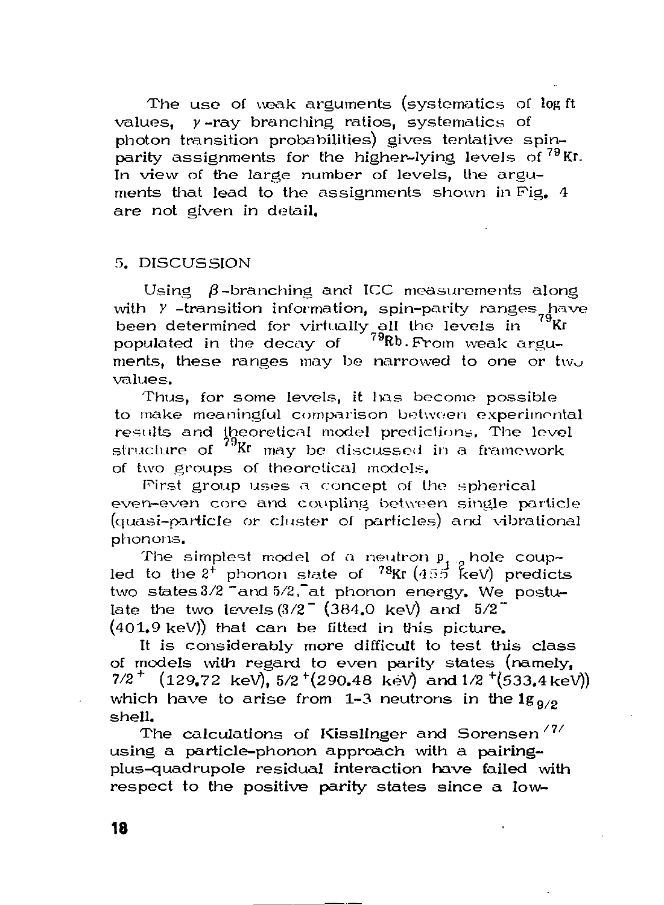The use of weak arguments (systematics of log ft values, $\gamma$-ray branching ratios, systematics of photon transition probabilities) gives tentative spin-parity assignments for the higher-lying levels of $^{79}$Kr. In view of the large number of levels, the arguments that lead to the assignments shown in Fig. 4 are not given in detail.

## 5. DISCUSSION

Using $\beta$-branching and ICC measurements along with $\gamma$-transition information, spin-parity ranges have been determined for virtually all the levels in $^{79}$Kr populated in the decay of $^{79}$Rb. From weak arguments, these ranges may be narrowed to one or two values.

Thus, for some levels, it has become possible to make meaningful comparison between experimental results and theoretical model predictions. The level structure of $^{79}$Kr may be discussed in a framework of two groups of theoretical models.

First group uses a concept of the spherical even-even core and coupling between single particle (quasi-particle or cluster of particles) and vibrational phonons.

The simplest model of a neutron $p_{1/2}$ hole coupled to the $2^+$ phonon state of $^{78}$Kr (455 keV) predicts two states $3/2^-$ and $5/2^-$ at phonon energy. We postulate the two levels ($3/2^-$ (384.0 keV) and $5/2^-$ (401.9 keV)) that can be fitted in this picture.

It is considerably more difficult to test this class of models with regard to even parity states (namely, $7/2^+$ (129.72 keV), $5/2^+$(290.48 keV) and $1/2^+$(533.4 keV)) which have to arise from 1-3 neutrons in the $1g_{9/2}$ shell.

The calculations of Kisslinger and Sorensen [7] using a particle-phonon approach with a pairing-plus-quadrupole residual interaction have failed with respect to the positive parity states since a low-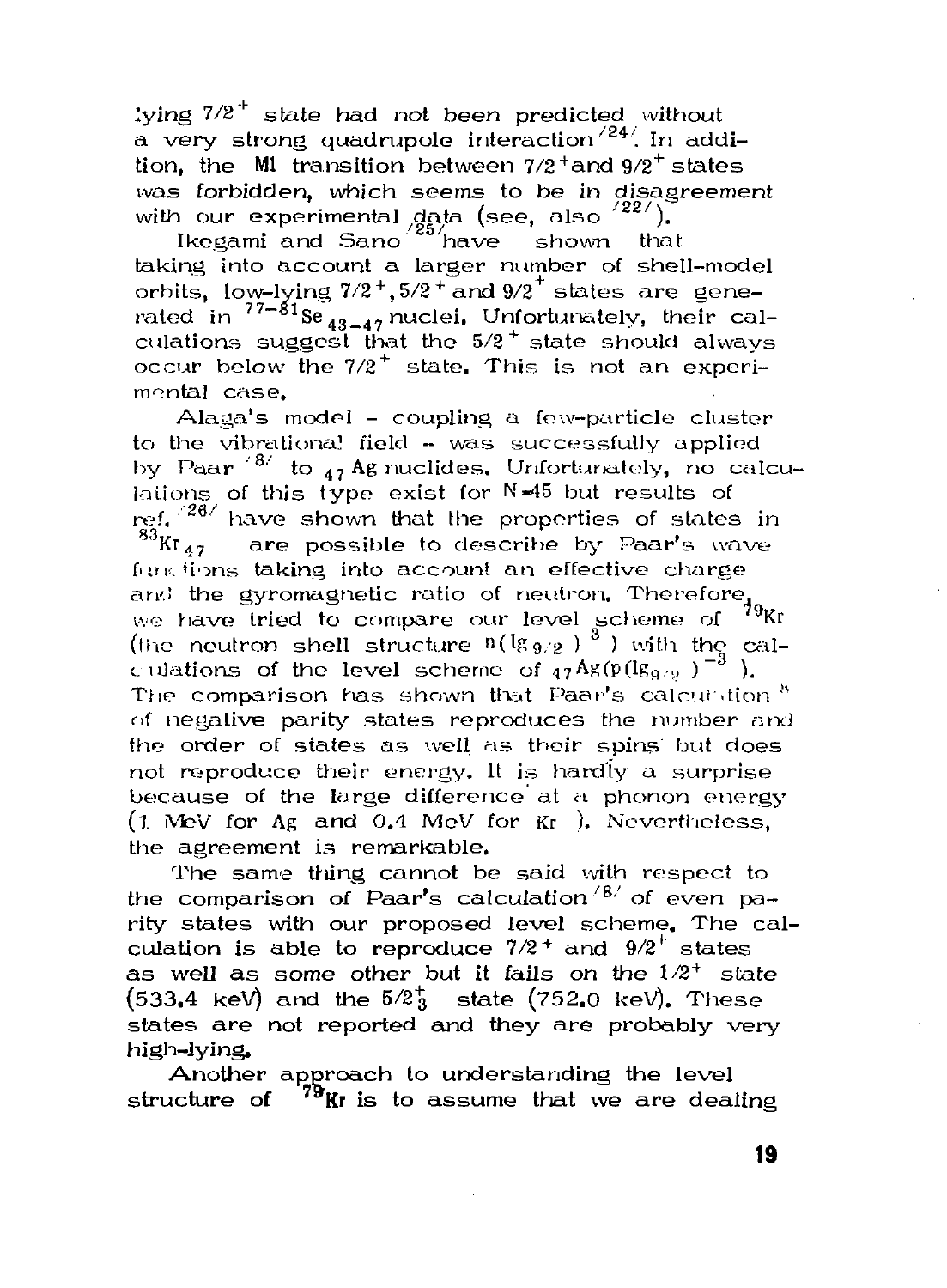lying $7/2^+$ state had not been predicted without a very strong quadrupole interaction [24]. In addition, the M1 transition between $7/2^+$ and $9/2^+$ states was forbidden, which seems to be in disagreement with our experimental data (see, also [22]).

Ikegami and Sano [25] have shown that taking into account a larger number of shell-model orbits, low-lying $7/2^+$, $5/2^+$ and $9/2^+$ states are generated in ${}^{77-81}Se_{43-47}$ nuclei. Unfortunately, their calculations suggest that the $5/2^+$ state should always occur below the $7/2^+$ state. This is not an experimental case.

Alaga's model - coupling a few-particle cluster to the vibrational field - was successfully applied by Paar [8] to ${}_{47}Ag$ nuclides. Unfortunately, no calculations of this type exist for N=45 but results of ref. [26] have shown that the properties of states in ${}^{83}Kr_{47}$ are possible to describe by Paar's wave functions taking into account an effective charge and the gyromagnetic ratio of neutron. Therefore, we have tried to compare our level scheme of ${}^{79}Kr$ (the neutron shell structure $n(1g_{9/2})^3$) with the calculations of the level scheme of ${}_{47}Ag(p(1g_{9/2})^{-3})$. The comparison has shown that Paar's calculation [8] of negative parity states reproduces the number and the order of states as well as their spins but does not reproduce their energy. It is hardly a surprise because of the large difference at a phonon energy (1 MeV for Ag and 0.4 MeV for Kr ). Nevertheless, the agreement is remarkable.

The same thing cannot be said with respect to the comparison of Paar's calculation [8] of even parity states with our proposed level scheme. The calculation is able to reproduce $7/2^+$ and $9/2^+$ states as well as some other but it fails on the $1/2^+$ state (533.4 keV) and the $5/2^+_3$ state (752.0 keV). These states are not reported and they are probably very high-lying.

Another approach to understanding the level structure of ${}^{79}Kr$ is to assume that we are dealing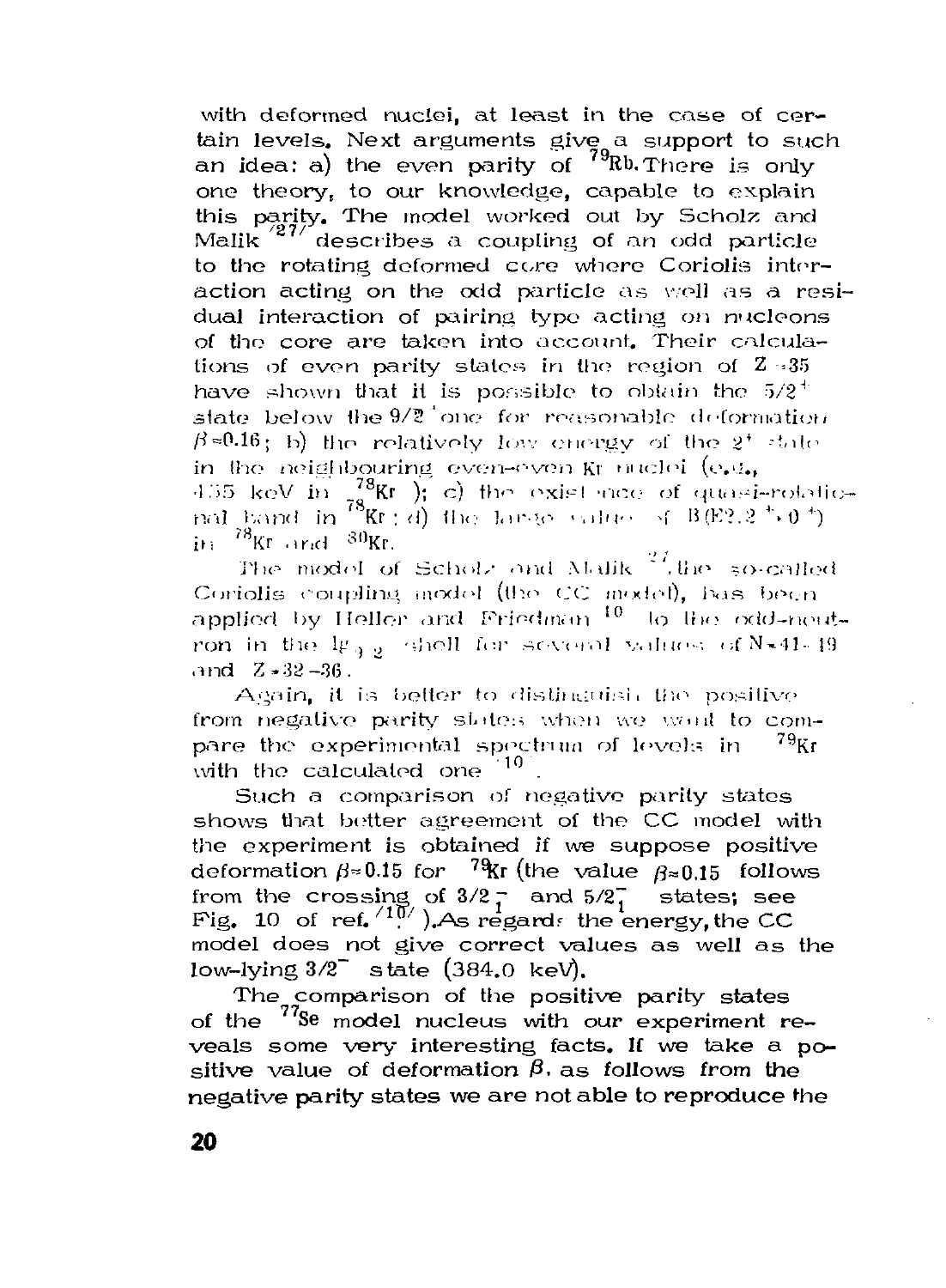with deformed nuclei, at least in the case of certain levels. Next arguments give a support to such an idea: a) the even parity of $^{79}$Rb. There is only one theory, to our knowledge, capable to explain this parity. The model worked out by Scholz and Malik [27] describes a coupling of an odd particle to the rotating deformed core where Coriolis interaction acting on the odd particle as well as a residual interaction of pairing type acting on nucleons of the core are taken into account. Their calculations of even parity states in the region of $Z \approx 35$ have shown that it is possible to obtain the $5/2^+$ state below the $9/2^+$ one for reasonable deformation $\beta \approx 0.16$; b) the relatively low energy of the $2^+$ state in the neighbouring even-even Kr nuclei (e.g., 455 keV in $_{78}$Kr ); c) the existence of quasi-rotational band in $^{78}$Kr ; d) the large value of $B(E2, 2^+ \to 0^+)$ in $^{78}$Kr and $^{80}$Kr.

The model of Scholz and Malik [27], the so-called Coriolis coupling model (the CC model), has been applied by Heller and Friedman [10] to the odd-neutron in the $1g_{9/2}$ shell for several values of $N = 41-49$ and $Z = 32-36$.

Again, it is better to distinguish the positive from negative parity states when we want to compare the experimental spectrum of levels in $^{79}$Kr with the calculated one [10].

Such a comparison of negative parity states shows that better agreement of the CC model with the experiment is obtained if we suppose positive deformation $\beta \approx 0.15$ for $^{79}$Kr (the value $\beta \approx 0.15$ follows from the crossing of $3/2^-_1$ and $5/2^-_1$ states; see Fig. 10 of ref. [10]). As regards the energy, the CC model does not give correct values as well as the low-lying $3/2^-$ state (384.0 keV).

The comparison of the positive parity states of the $^{77}$Se model nucleus with our experiment reveals some very interesting facts. If we take a positive value of deformation $\beta$, as follows from the negative parity states we are not able to reproduce the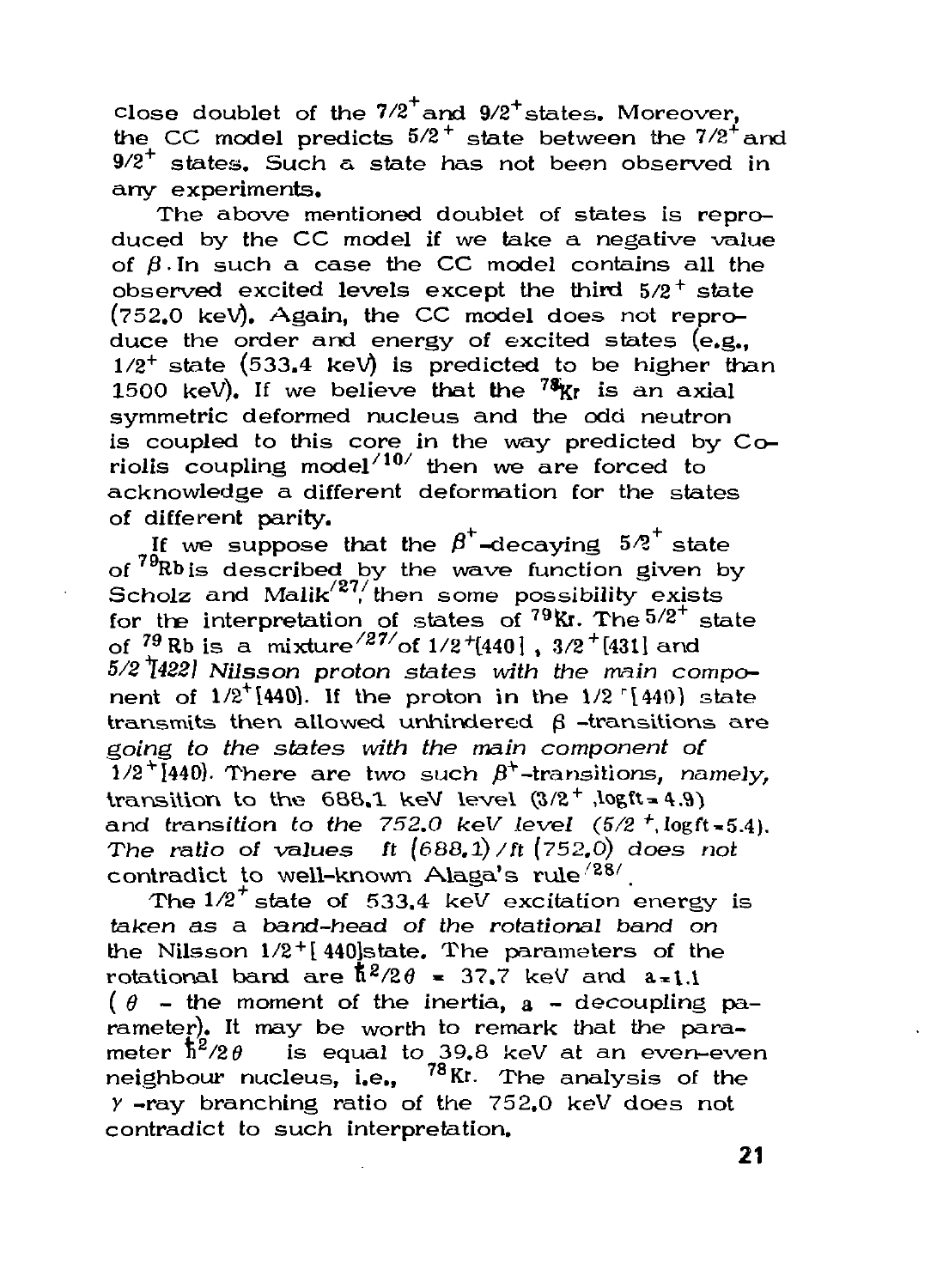close doublet of the $7/2^+$ and $9/2^+$ states. Moreover, the CC model predicts $5/2^+$ state between the $7/2^+$ and $9/2^+$ states. Such a state has not been observed in any experiments.

The above mentioned doublet of states is reproduced by the CC model if we take a negative value of $\beta$. In such a case the CC model contains all the observed excited levels except the third $5/2^+$ state (752.0 keV). Again, the CC model does not reproduce the order and energy of excited states (e.g., $1/2^+$ state (533.4 keV) is predicted to be higher than 1500 keV). If we believe that the $^{78}$Kr is an axial symmetric deformed nucleus and the odd neutron is coupled to this core in the way predicted by Coriolis coupling model[10] then we are forced to acknowledge a different deformation for the states of different parity.

If we suppose that the $\beta^+$-decaying $5/2^+$ state of $^{79}$Rb is described by the wave function given by Scholz and Malik[27], then some possibility exists for the interpretation of states of $^{79}$Kr. The $5/2^+$ state of $^{79}$Rb is a mixture[27] of $1/2^+[440]$, $3/2^+[431]$ and $5/2^+[422]$ Nilsson proton states with the main component of $1/2^+[440]$. If the proton in the $1/2^+[440]$ state transmits then allowed unhindered $\beta$-transitions are going to the states with the main component of $1/2^+[440]$. There are two such $\beta^+$-transitions, namely, transition to the 688.1 keV level ($3/2^+$, $\log ft = 4.9$) and transition to the 752.0 keV level ($5/2^+$, $\log ft = 5.4$). The ratio of values $ft\,(688.1)/ft\,(752.0)$ does not contradict to well-known Alaga's rule[28].

The $1/2^+$ state of 533.4 keV excitation energy is taken as a band-head of the rotational band on the Nilsson $1/2^+[440]$ state. The parameters of the rotational band are $\hbar^2/2\theta = 37.7$ keV and $a = 1.1$ ($\theta$ - the moment of the inertia, $a$ - decoupling parameter). It may be worth to remark that the parameter $\hbar^2/2\theta$ is equal to 39.8 keV at an even-even neighbour nucleus, i.e., $^{78}$Kr. The analysis of the $\gamma$-ray branching ratio of the 752.0 keV does not contradict to such interpretation.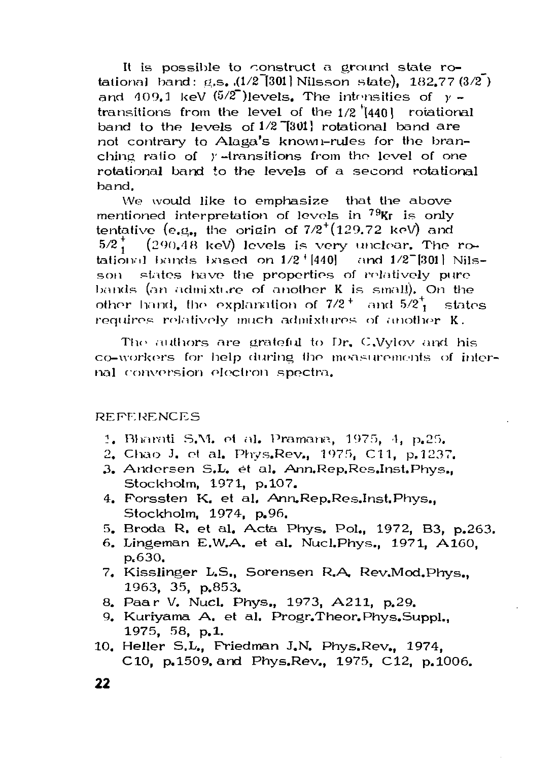It is possible to construct a ground state rotational band: g.s. ($1/2^-$[301] Nilsson state), 182.77 ($3/2^-$) and 409.1 keV ($5/2^-$)levels. The intensities of $\gamma$ - transitions from the level of the $1/2^+$[440] rotational band to the levels of $1/2^-$[301] rotational band are not contrary to Alaga's known-rules for the branching ratio of $\gamma$-transitions from the level of one rotational band to the levels of a second rotational band.

We would like to emphasize that the above mentioned interpretation of levels in $^{79}$Kr is only tentative (e.g., the origin of $7/2^+$(129.72 keV) and $5/2^+_1$ (290.48 keV) levels is very unclear. The rotational bands based on $1/2^+$[440] and $1/2^-$[301] Nilsson states have the properties of relatively pure bands (an admixture of another K is small). On the other hand, the explanation of $7/2^+$ and $5/2^+_1$ states requires relatively much admixtures of another K.

The authors are grateful to Dr. C.Vylov and his co-workers for help during the measurements of internal conversion electron spectra.

## REFERENCES

1. Bharati S.M. et al. Pramana, 1975, 4, p.25.
2. Chao J. et al. Phys.Rev., 1975, C11, p.1237.
3. Andersen S.L. et al. Ann.Rep.Res.Inst.Phys., Stockholm, 1971, p.107.
4. Forssten K. et al. Ann.Rep.Res.Inst.Phys., Stockholm, 1974, p.96.
5. Broda R. et al. Acta Phys. Pol., 1972, B3, p.263.
6. Lingeman E.W.A. et al. Nucl.Phys., 1971, A160, p.630.
7. Kisslinger L.S., Sorensen R.A. Rev.Mod.Phys., 1963, 35, p.853.
8. Paar V. Nucl. Phys., 1973, A211, p.29.
9. Kuriyama A. et al. Progr.Theor.Phys.Suppl., 1975, 58, p.1.
10. Heller S.L., Friedman J.N. Phys.Rev., 1974, C10, p.1509. and Phys.Rev., 1975, C12, p.1006.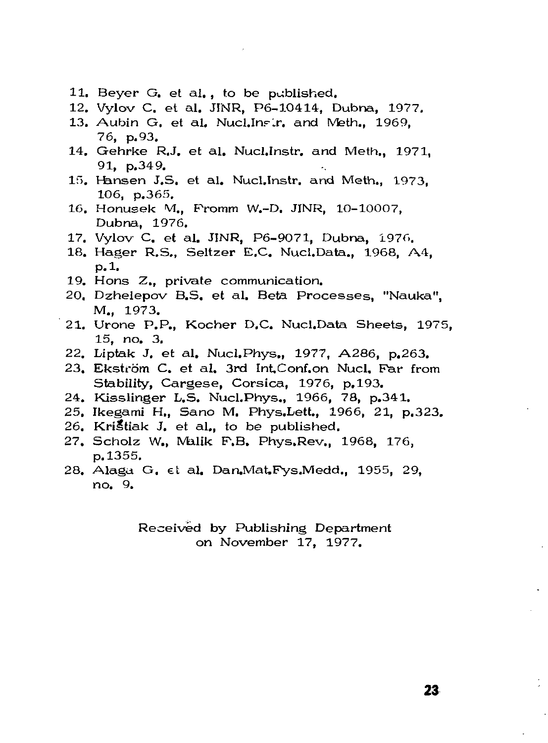11. Beyer G. et al., to be published.
12. Vylov C. et al. JINR, P6-10414, Dubna, 1977.
13. Aubin G. et al. Nucl.Instr. and Meth., 1969, 76, p.93.
14. Gehrke R.J. et al. Nucl.Instr. and Meth., 1971, 91, p.349.
15. Hansen J.S. et al. Nucl.Instr. and Meth., 1973, 106, p.365.
16. Honusek M., Fromm W.-D. JINR, 10-10007, Dubna, 1976.
17. Vylov C. et al. JINR, P6-9071, Dubna, 1976.
18. Hager R.S., Seltzer E.C. Nucl.Data., 1968, A4, p.1.
19. Hons Z., private communication.
20. Dzhelepov B.S. et al. Beta Processes, "Nauka", M., 1973.
21. Urone P.P., Kocher D.C. Nucl.Data Sheets, 1975, 15, no. 3.
22. Liptak J. et al. Nucl.Phys., 1977, A286, p.263.
23. Ekström C. et al. 3rd Int.Conf.on Nucl. Far from Stability, Cargese, Corsica, 1976, p.193.
24. Kisslinger L.S. Nucl.Phys., 1966, 78, p.341.
25. Ikegami H., Sano M. Phys.Lett., 1966, 21, p.323.
26. Krištiak J. et al., to be published.
27. Scholz W., Malik F.B. Phys.Rev., 1968, 176, p.1355.
28. Alaga G. et al. Dan.Mat.Fys.Medd., 1955, 29, no. 9.

Received by Publishing Department
on November 17, 1977.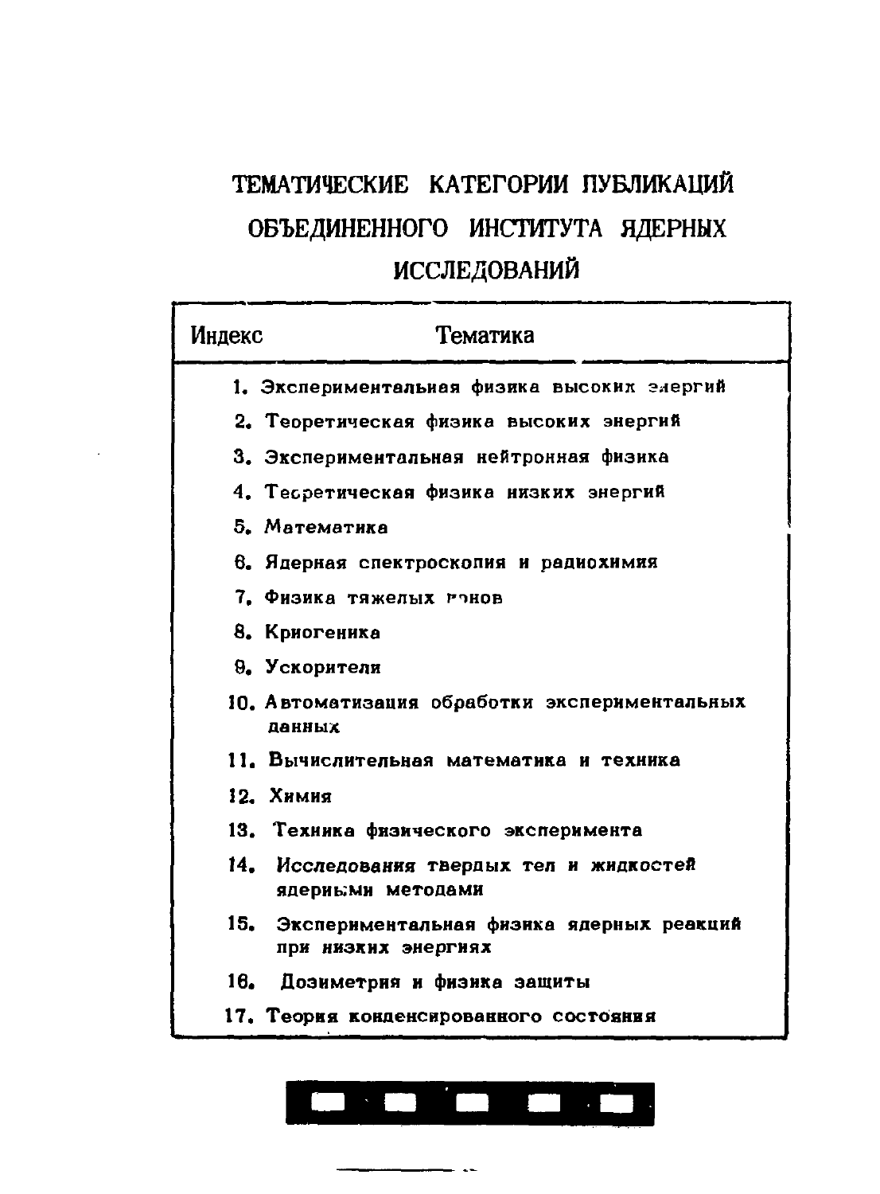# ТЕМАТИЧЕСКИЕ КАТЕГОРИИ ПУБЛИКАЦИЙ ОБЪЕДИНЕННОГО ИНСТИТУТА ЯДЕРНЫХ ИССЛЕДОВАНИЙ

| Индекс | Тематика |
| --- | --- |
| 1. | Экспериментальная физика высоких энергий |
| 2. | Теоретическая физика высоких энергий |
| 3. | Экспериментальная нейтронная физика |
| 4. | Теоретическая физика низких энергий |
| 5. | Математика |
| 6. | Ядерная спектроскопия и радиохимия |
| 7. | Физика тяжелых ионов |
| 8. | Криогеника |
| 9. | Ускорители |
| 10. | Автоматизация обработки экспериментальных данных |
| 11. | Вычислительная математика и техника |
| 12. | Химия |
| 13. | Техника физического эксперимента |
| 14. | Исследования твердых тел и жидкостей ядерными методами |
| 15. | Экспериментальная физика ядерных реакций при низких энергиях |
| 16. | Дозиметрия и физика защиты |
| 17. | Теория конденсированного состояния |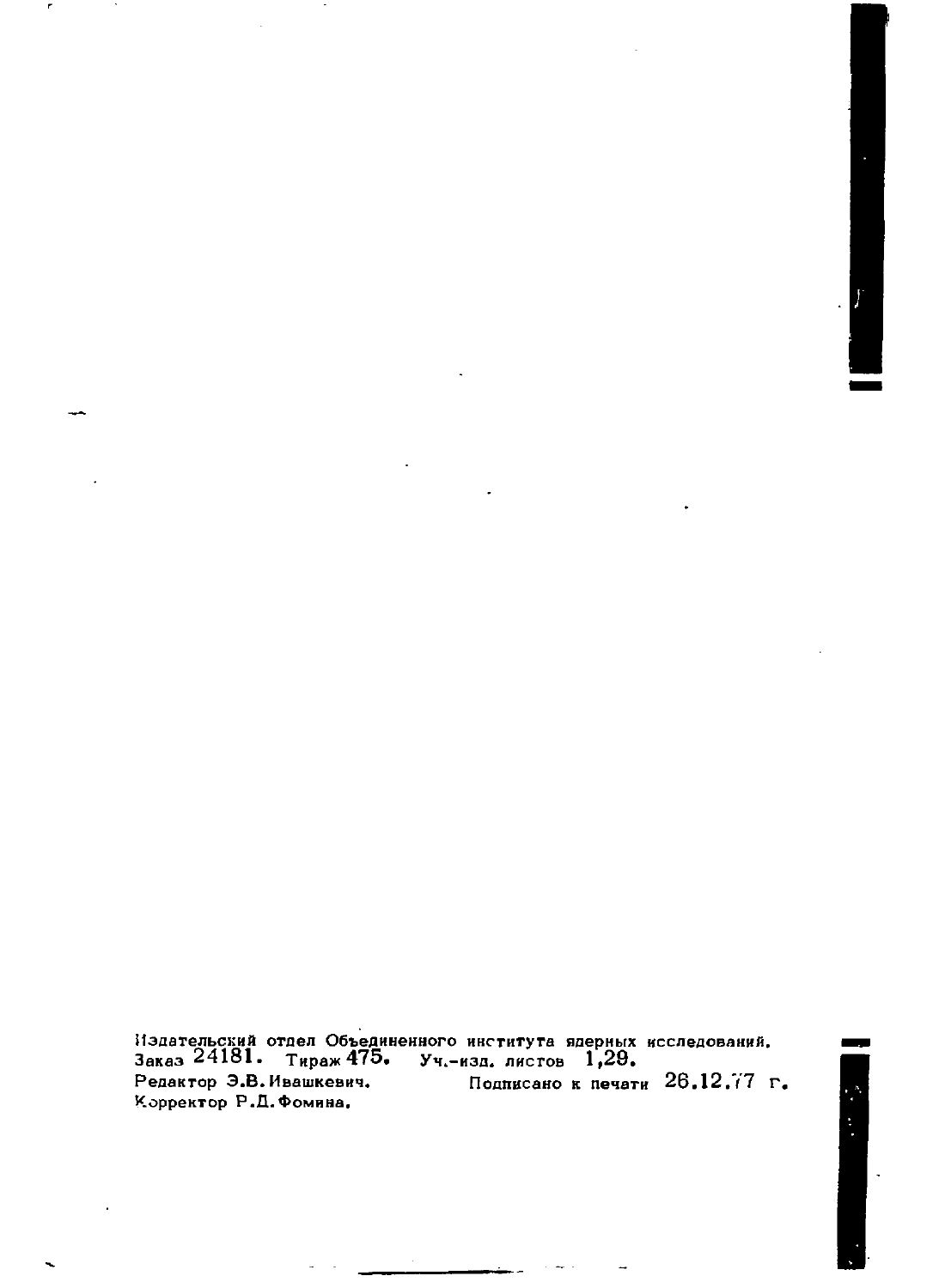Издательский отдел Объединенного института ядерных исследований.
Заказ 24181. Тираж 475. Уч.-изд. листов 1,29.
Редактор Э.В. Ивашкевич. Подписано к печати 26.12.77 г.
Корректор Р.Д. Фомина.